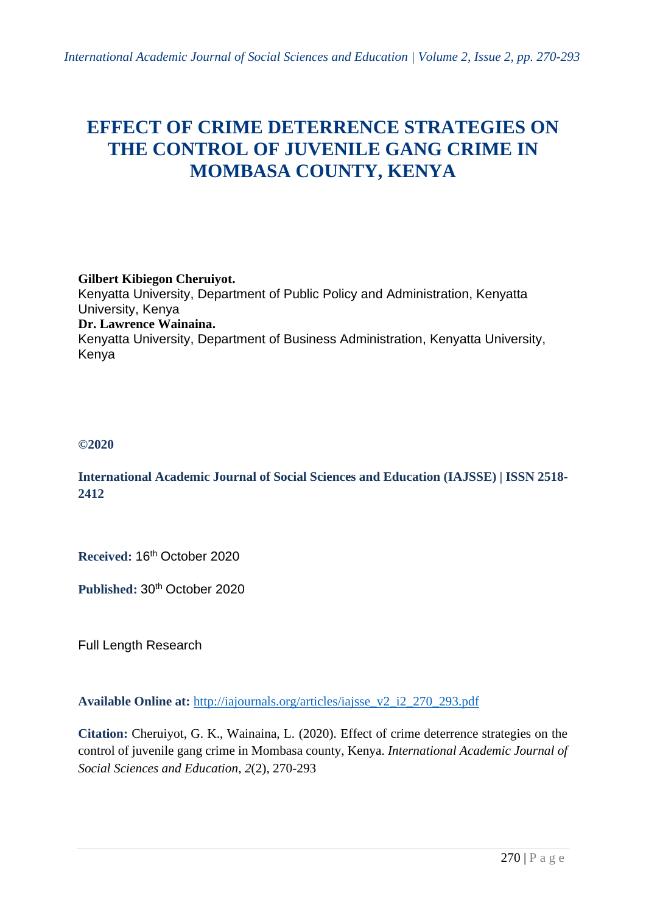# EFFECT OF CRIME DETERRENCE STRATEGIES ON THE CONTROL OF JUVENILE GANG CRIME IN MOMBASA COUNTY, KENYA

**Gilbert Kibiegon Cheruiyot.**
Kenyatta University, Department of Public Policy and Administration, Kenyatta University, Kenya
**Dr. Lawrence Wainaina.**
Kenyatta University, Department of Business Administration, Kenyatta University, Kenya

**©2020**

**International Academic Journal of Social Sciences and Education (IAJSSE) | ISSN 2518-2412**

**Received:** 16th October 2020

**Published:** 30th October 2020

Full Length Research

**Available Online at:** http://iajournals.org/articles/iajsse_v2_i2_270_293.pdf

**Citation:** Cheruiyot, G. K., Wainaina, L. (2020). Effect of crime deterrence strategies on the control of juvenile gang crime in Mombasa county, Kenya. *International Academic Journal of Social Sciences and Education, 2*(2), 270-293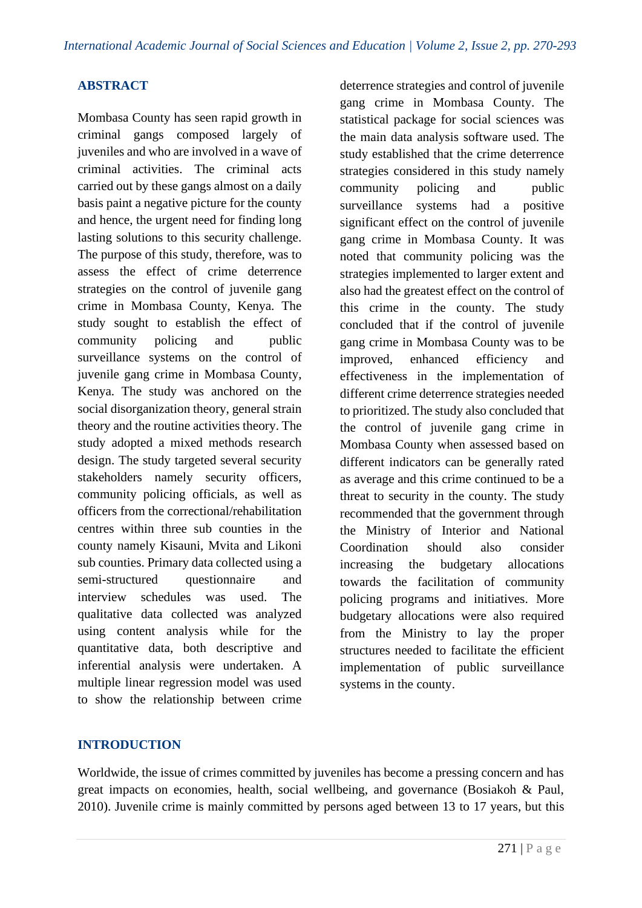## ABSTRACT

Mombasa County has seen rapid growth in criminal gangs composed largely of juveniles and who are involved in a wave of criminal activities. The criminal acts carried out by these gangs almost on a daily basis paint a negative picture for the county and hence, the urgent need for finding long lasting solutions to this security challenge. The purpose of this study, therefore, was to assess the effect of crime deterrence strategies on the control of juvenile gang crime in Mombasa County, Kenya. The study sought to establish the effect of community policing and public surveillance systems on the control of juvenile gang crime in Mombasa County, Kenya. The study was anchored on the social disorganization theory, general strain theory and the routine activities theory. The study adopted a mixed methods research design. The study targeted several security stakeholders namely security officers, community policing officials, as well as officers from the correctional/rehabilitation centres within three sub counties in the county namely Kisauni, Mvita and Likoni sub counties. Primary data collected using a semi-structured questionnaire and interview schedules was used. The qualitative data collected was analyzed using content analysis while for the quantitative data, both descriptive and inferential analysis were undertaken. A multiple linear regression model was used to show the relationship between crime deterrence strategies and control of juvenile gang crime in Mombasa County. The statistical package for social sciences was the main data analysis software used. The study established that the crime deterrence strategies considered in this study namely community policing and public surveillance systems had a positive significant effect on the control of juvenile gang crime in Mombasa County. It was noted that community policing was the strategies implemented to larger extent and also had the greatest effect on the control of this crime in the county. The study concluded that if the control of juvenile gang crime in Mombasa County was to be improved, enhanced efficiency and effectiveness in the implementation of different crime deterrence strategies needed to prioritized. The study also concluded that the control of juvenile gang crime in Mombasa County when assessed based on different indicators can be generally rated as average and this crime continued to be a threat to security in the county. The study recommended that the government through the Ministry of Interior and National Coordination should also consider increasing the budgetary allocations towards the facilitation of community policing programs and initiatives. More budgetary allocations were also required from the Ministry to lay the proper structures needed to facilitate the efficient implementation of public surveillance systems in the county.

## INTRODUCTION

Worldwide, the issue of crimes committed by juveniles has become a pressing concern and has great impacts on economies, health, social wellbeing, and governance (Bosiakoh & Paul, 2010). Juvenile crime is mainly committed by persons aged between 13 to 17 years, but this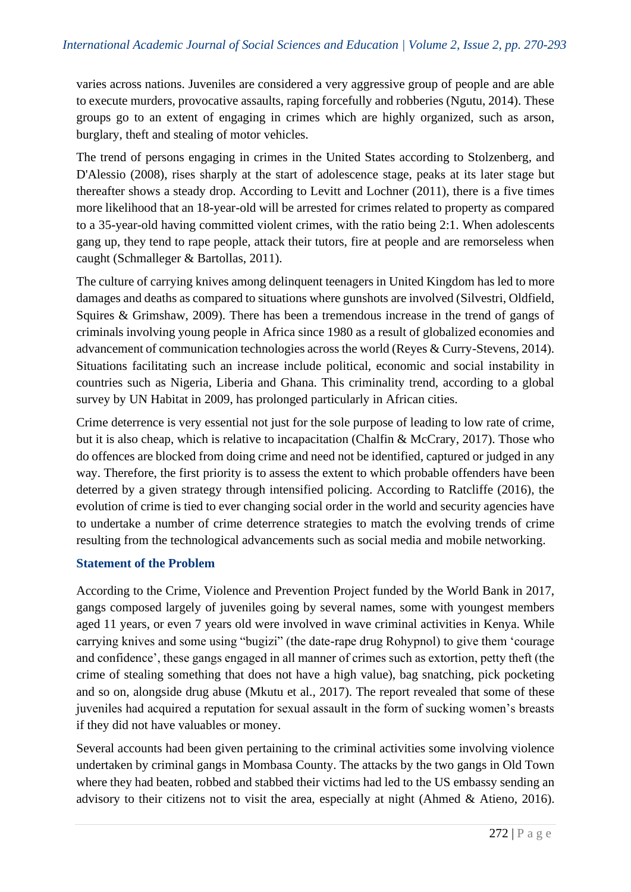varies across nations. Juveniles are considered a very aggressive group of people and are able to execute murders, provocative assaults, raping forcefully and robberies (Ngutu, 2014). These groups go to an extent of engaging in crimes which are highly organized, such as arson, burglary, theft and stealing of motor vehicles.

The trend of persons engaging in crimes in the United States according to Stolzenberg, and D'Alessio (2008), rises sharply at the start of adolescence stage, peaks at its later stage but thereafter shows a steady drop. According to Levitt and Lochner (2011), there is a five times more likelihood that an 18-year-old will be arrested for crimes related to property as compared to a 35-year-old having committed violent crimes, with the ratio being 2:1. When adolescents gang up, they tend to rape people, attack their tutors, fire at people and are remorseless when caught (Schmalleger & Bartollas, 2011).

The culture of carrying knives among delinquent teenagers in United Kingdom has led to more damages and deaths as compared to situations where gunshots are involved (Silvestri, Oldfield, Squires & Grimshaw, 2009). There has been a tremendous increase in the trend of gangs of criminals involving young people in Africa since 1980 as a result of globalized economies and advancement of communication technologies across the world (Reyes & Curry-Stevens, 2014). Situations facilitating such an increase include political, economic and social instability in countries such as Nigeria, Liberia and Ghana. This criminality trend, according to a global survey by UN Habitat in 2009, has prolonged particularly in African cities.

Crime deterrence is very essential not just for the sole purpose of leading to low rate of crime, but it is also cheap, which is relative to incapacitation (Chalfin & McCrary, 2017). Those who do offences are blocked from doing crime and need not be identified, captured or judged in any way. Therefore, the first priority is to assess the extent to which probable offenders have been deterred by a given strategy through intensified policing. According to Ratcliffe (2016), the evolution of crime is tied to ever changing social order in the world and security agencies have to undertake a number of crime deterrence strategies to match the evolving trends of crime resulting from the technological advancements such as social media and mobile networking.

## Statement of the Problem

According to the Crime, Violence and Prevention Project funded by the World Bank in 2017, gangs composed largely of juveniles going by several names, some with youngest members aged 11 years, or even 7 years old were involved in wave criminal activities in Kenya. While carrying knives and some using "bugizi" (the date-rape drug Rohypnol) to give them 'courage and confidence', these gangs engaged in all manner of crimes such as extortion, petty theft (the crime of stealing something that does not have a high value), bag snatching, pick pocketing and so on, alongside drug abuse (Mkutu et al., 2017). The report revealed that some of these juveniles had acquired a reputation for sexual assault in the form of sucking women's breasts if they did not have valuables or money.

Several accounts had been given pertaining to the criminal activities some involving violence undertaken by criminal gangs in Mombasa County. The attacks by the two gangs in Old Town where they had beaten, robbed and stabbed their victims had led to the US embassy sending an advisory to their citizens not to visit the area, especially at night (Ahmed & Atieno, 2016).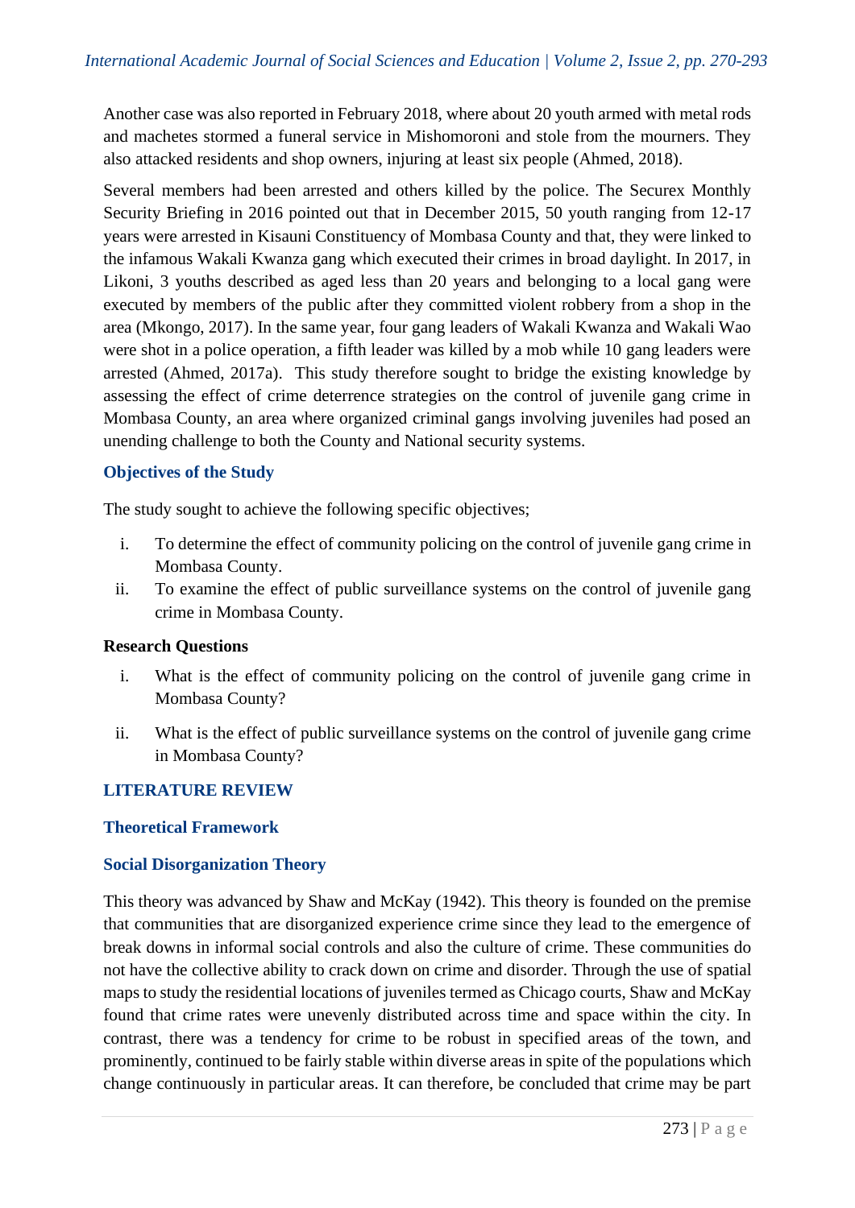Another case was also reported in February 2018, where about 20 youth armed with metal rods and machetes stormed a funeral service in Mishomoroni and stole from the mourners. They also attacked residents and shop owners, injuring at least six people (Ahmed, 2018).

Several members had been arrested and others killed by the police. The Securex Monthly Security Briefing in 2016 pointed out that in December 2015, 50 youth ranging from 12-17 years were arrested in Kisauni Constituency of Mombasa County and that, they were linked to the infamous Wakali Kwanza gang which executed their crimes in broad daylight. In 2017, in Likoni, 3 youths described as aged less than 20 years and belonging to a local gang were executed by members of the public after they committed violent robbery from a shop in the area (Mkongo, 2017). In the same year, four gang leaders of Wakali Kwanza and Wakali Wao were shot in a police operation, a fifth leader was killed by a mob while 10 gang leaders were arrested (Ahmed, 2017a). This study therefore sought to bridge the existing knowledge by assessing the effect of crime deterrence strategies on the control of juvenile gang crime in Mombasa County, an area where organized criminal gangs involving juveniles had posed an unending challenge to both the County and National security systems.

## Objectives of the Study

The study sought to achieve the following specific objectives;

i. To determine the effect of community policing on the control of juvenile gang crime in Mombasa County.
ii. To examine the effect of public surveillance systems on the control of juvenile gang crime in Mombasa County.

### Research Questions

i. What is the effect of community policing on the control of juvenile gang crime in Mombasa County?
ii. What is the effect of public surveillance systems on the control of juvenile gang crime in Mombasa County?

## LITERATURE REVIEW

### Theoretical Framework

### Social Disorganization Theory

This theory was advanced by Shaw and McKay (1942). This theory is founded on the premise that communities that are disorganized experience crime since they lead to the emergence of break downs in informal social controls and also the culture of crime. These communities do not have the collective ability to crack down on crime and disorder. Through the use of spatial maps to study the residential locations of juveniles termed as Chicago courts, Shaw and McKay found that crime rates were unevenly distributed across time and space within the city. In contrast, there was a tendency for crime to be robust in specified areas of the town, and prominently, continued to be fairly stable within diverse areas in spite of the populations which change continuously in particular areas. It can therefore, be concluded that crime may be part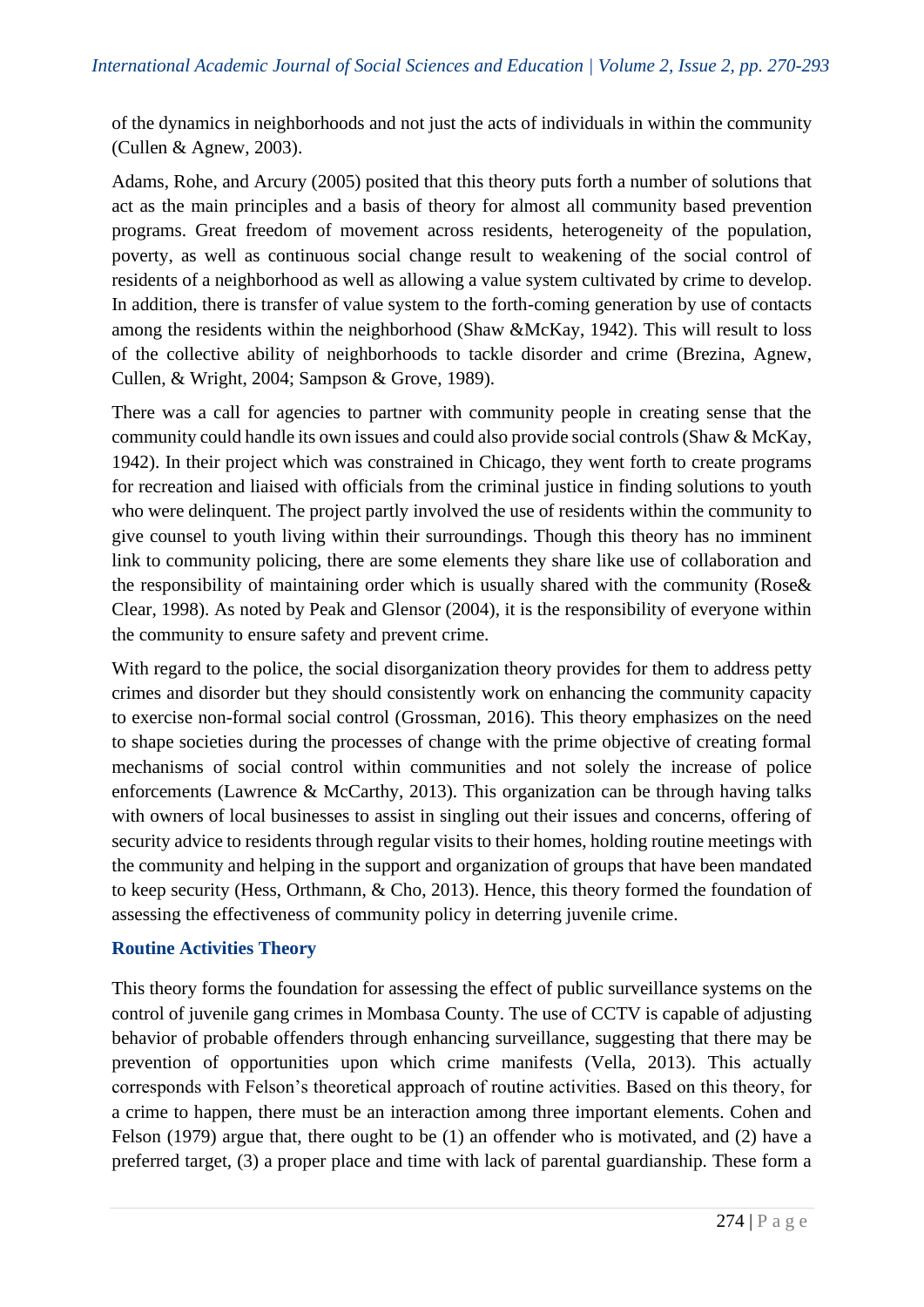of the dynamics in neighborhoods and not just the acts of individuals in within the community (Cullen & Agnew, 2003).

Adams, Rohe, and Arcury (2005) posited that this theory puts forth a number of solutions that act as the main principles and a basis of theory for almost all community based prevention programs. Great freedom of movement across residents, heterogeneity of the population, poverty, as well as continuous social change result to weakening of the social control of residents of a neighborhood as well as allowing a value system cultivated by crime to develop. In addition, there is transfer of value system to the forth-coming generation by use of contacts among the residents within the neighborhood (Shaw &McKay, 1942). This will result to loss of the collective ability of neighborhoods to tackle disorder and crime (Brezina, Agnew, Cullen, & Wright, 2004; Sampson & Grove, 1989).

There was a call for agencies to partner with community people in creating sense that the community could handle its own issues and could also provide social controls (Shaw & McKay, 1942). In their project which was constrained in Chicago, they went forth to create programs for recreation and liaised with officials from the criminal justice in finding solutions to youth who were delinquent. The project partly involved the use of residents within the community to give counsel to youth living within their surroundings. Though this theory has no imminent link to community policing, there are some elements they share like use of collaboration and the responsibility of maintaining order which is usually shared with the community (Rose& Clear, 1998). As noted by Peak and Glensor (2004), it is the responsibility of everyone within the community to ensure safety and prevent crime.

With regard to the police, the social disorganization theory provides for them to address petty crimes and disorder but they should consistently work on enhancing the community capacity to exercise non-formal social control (Grossman, 2016). This theory emphasizes on the need to shape societies during the processes of change with the prime objective of creating formal mechanisms of social control within communities and not solely the increase of police enforcements (Lawrence & McCarthy, 2013). This organization can be through having talks with owners of local businesses to assist in singling out their issues and concerns, offering of security advice to residents through regular visits to their homes, holding routine meetings with the community and helping in the support and organization of groups that have been mandated to keep security (Hess, Orthmann, & Cho, 2013). Hence, this theory formed the foundation of assessing the effectiveness of community policy in deterring juvenile crime.

### Routine Activities Theory

This theory forms the foundation for assessing the effect of public surveillance systems on the control of juvenile gang crimes in Mombasa County. The use of CCTV is capable of adjusting behavior of probable offenders through enhancing surveillance, suggesting that there may be prevention of opportunities upon which crime manifests (Vella, 2013). This actually corresponds with Felson's theoretical approach of routine activities. Based on this theory, for a crime to happen, there must be an interaction among three important elements. Cohen and Felson (1979) argue that, there ought to be (1) an offender who is motivated, and (2) have a preferred target, (3) a proper place and time with lack of parental guardianship. These form a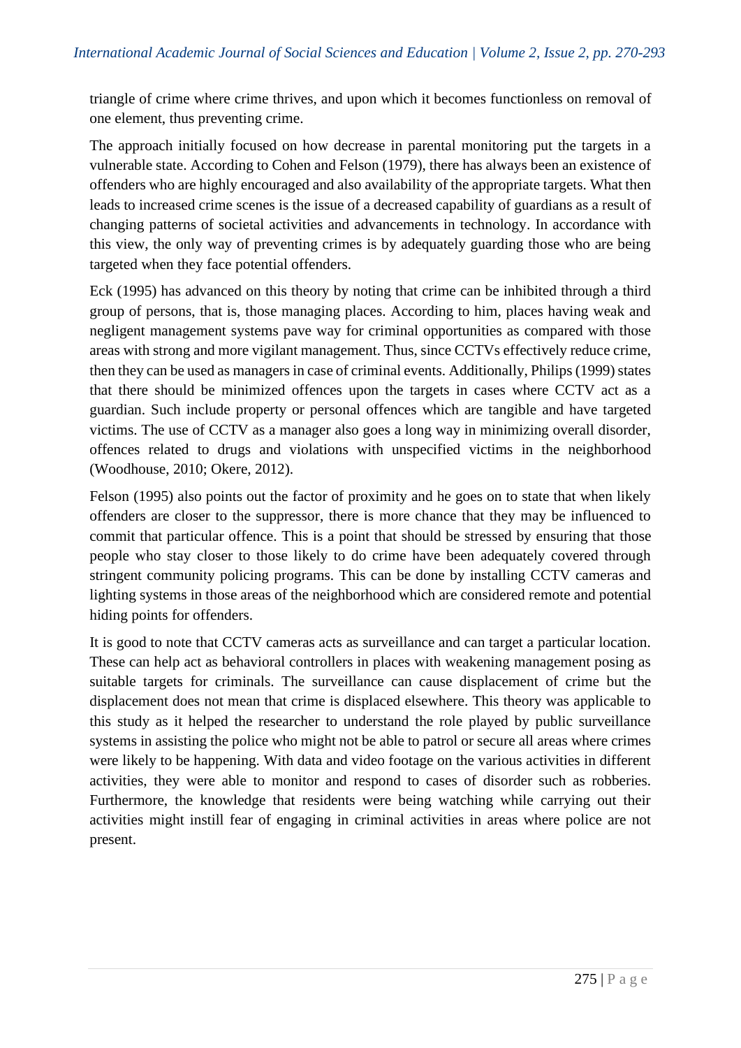triangle of crime where crime thrives, and upon which it becomes functionless on removal of one element, thus preventing crime.

The approach initially focused on how decrease in parental monitoring put the targets in a vulnerable state. According to Cohen and Felson (1979), there has always been an existence of offenders who are highly encouraged and also availability of the appropriate targets. What then leads to increased crime scenes is the issue of a decreased capability of guardians as a result of changing patterns of societal activities and advancements in technology. In accordance with this view, the only way of preventing crimes is by adequately guarding those who are being targeted when they face potential offenders.

Eck (1995) has advanced on this theory by noting that crime can be inhibited through a third group of persons, that is, those managing places. According to him, places having weak and negligent management systems pave way for criminal opportunities as compared with those areas with strong and more vigilant management. Thus, since CCTVs effectively reduce crime, then they can be used as managers in case of criminal events. Additionally, Philips (1999) states that there should be minimized offences upon the targets in cases where CCTV act as a guardian. Such include property or personal offences which are tangible and have targeted victims. The use of CCTV as a manager also goes a long way in minimizing overall disorder, offences related to drugs and violations with unspecified victims in the neighborhood (Woodhouse, 2010; Okere, 2012).

Felson (1995) also points out the factor of proximity and he goes on to state that when likely offenders are closer to the suppressor, there is more chance that they may be influenced to commit that particular offence. This is a point that should be stressed by ensuring that those people who stay closer to those likely to do crime have been adequately covered through stringent community policing programs. This can be done by installing CCTV cameras and lighting systems in those areas of the neighborhood which are considered remote and potential hiding points for offenders.

It is good to note that CCTV cameras acts as surveillance and can target a particular location. These can help act as behavioral controllers in places with weakening management posing as suitable targets for criminals. The surveillance can cause displacement of crime but the displacement does not mean that crime is displaced elsewhere. This theory was applicable to this study as it helped the researcher to understand the role played by public surveillance systems in assisting the police who might not be able to patrol or secure all areas where crimes were likely to be happening. With data and video footage on the various activities in different activities, they were able to monitor and respond to cases of disorder such as robberies. Furthermore, the knowledge that residents were being watching while carrying out their activities might instill fear of engaging in criminal activities in areas where police are not present.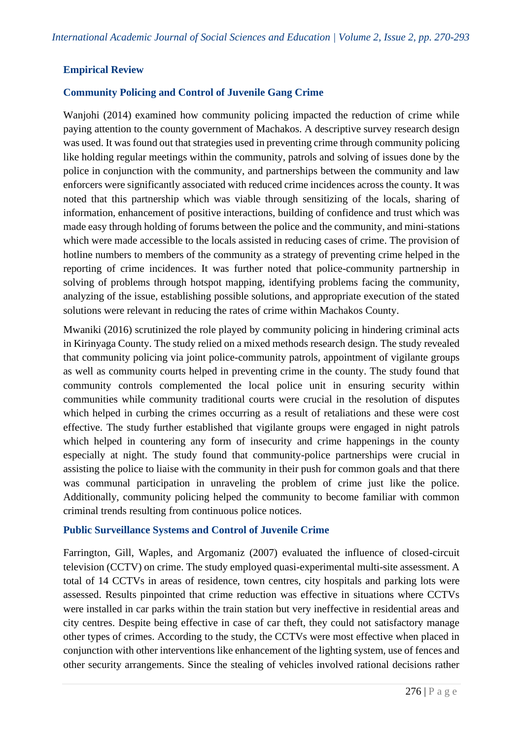## Empirical Review

### Community Policing and Control of Juvenile Gang Crime

Wanjohi (2014) examined how community policing impacted the reduction of crime while paying attention to the county government of Machakos. A descriptive survey research design was used. It was found out that strategies used in preventing crime through community policing like holding regular meetings within the community, patrols and solving of issues done by the police in conjunction with the community, and partnerships between the community and law enforcers were significantly associated with reduced crime incidences across the county. It was noted that this partnership which was viable through sensitizing of the locals, sharing of information, enhancement of positive interactions, building of confidence and trust which was made easy through holding of forums between the police and the community, and mini-stations which were made accessible to the locals assisted in reducing cases of crime. The provision of hotline numbers to members of the community as a strategy of preventing crime helped in the reporting of crime incidences. It was further noted that police-community partnership in solving of problems through hotspot mapping, identifying problems facing the community, analyzing of the issue, establishing possible solutions, and appropriate execution of the stated solutions were relevant in reducing the rates of crime within Machakos County.

Mwaniki (2016) scrutinized the role played by community policing in hindering criminal acts in Kirinyaga County. The study relied on a mixed methods research design. The study revealed that community policing via joint police-community patrols, appointment of vigilante groups as well as community courts helped in preventing crime in the county. The study found that community controls complemented the local police unit in ensuring security within communities while community traditional courts were crucial in the resolution of disputes which helped in curbing the crimes occurring as a result of retaliations and these were cost effective. The study further established that vigilante groups were engaged in night patrols which helped in countering any form of insecurity and crime happenings in the county especially at night. The study found that community-police partnerships were crucial in assisting the police to liaise with the community in their push for common goals and that there was communal participation in unraveling the problem of crime just like the police. Additionally, community policing helped the community to become familiar with common criminal trends resulting from continuous police notices.

### Public Surveillance Systems and Control of Juvenile Crime

Farrington, Gill, Waples, and Argomaniz (2007) evaluated the influence of closed-circuit television (CCTV) on crime. The study employed quasi-experimental multi-site assessment. A total of 14 CCTVs in areas of residence, town centres, city hospitals and parking lots were assessed. Results pinpointed that crime reduction was effective in situations where CCTVs were installed in car parks within the train station but very ineffective in residential areas and city centres. Despite being effective in case of car theft, they could not satisfactory manage other types of crimes. According to the study, the CCTVs were most effective when placed in conjunction with other interventions like enhancement of the lighting system, use of fences and other security arrangements. Since the stealing of vehicles involved rational decisions rather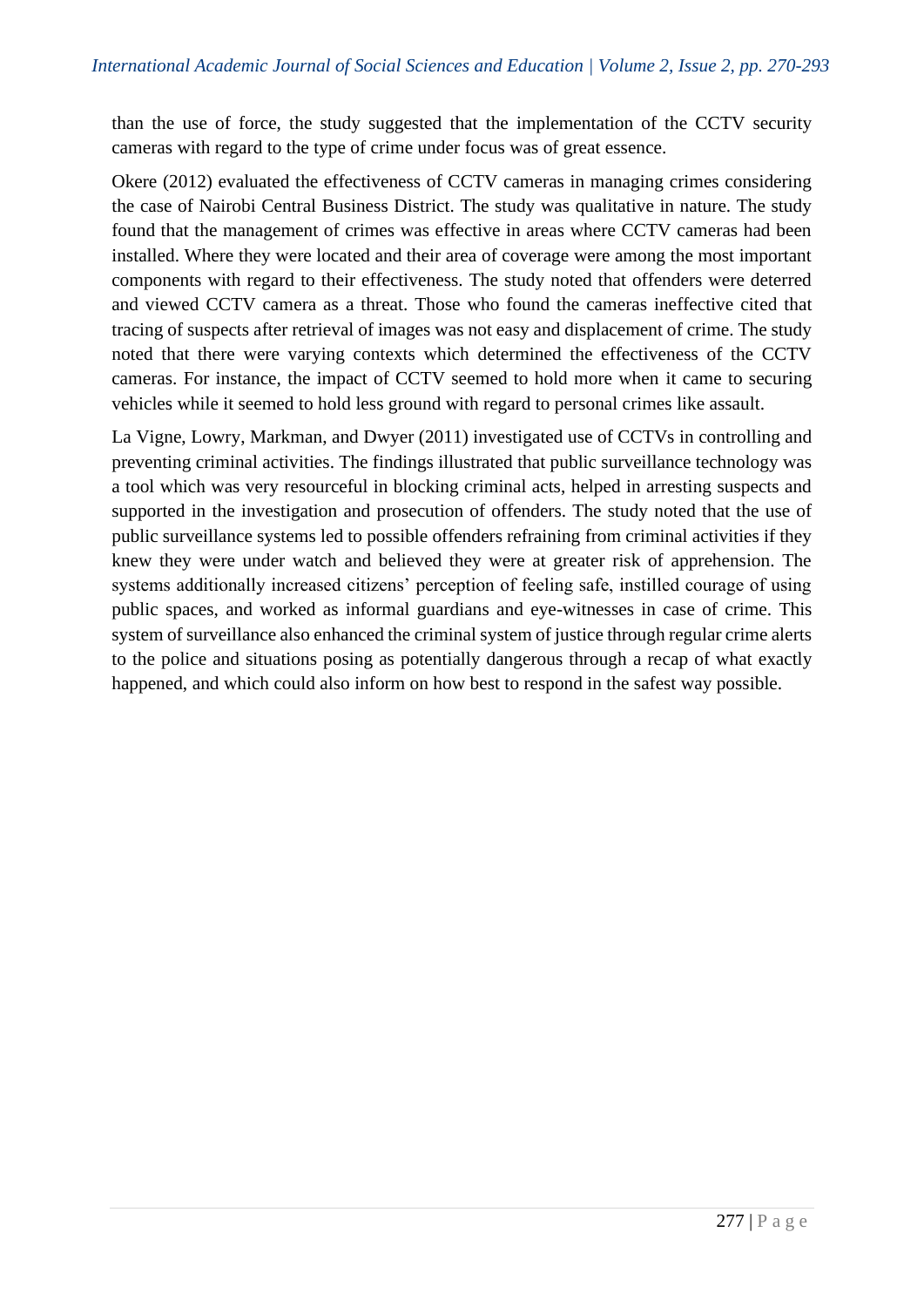than the use of force, the study suggested that the implementation of the CCTV security cameras with regard to the type of crime under focus was of great essence.

Okere (2012) evaluated the effectiveness of CCTV cameras in managing crimes considering the case of Nairobi Central Business District. The study was qualitative in nature. The study found that the management of crimes was effective in areas where CCTV cameras had been installed. Where they were located and their area of coverage were among the most important components with regard to their effectiveness. The study noted that offenders were deterred and viewed CCTV camera as a threat. Those who found the cameras ineffective cited that tracing of suspects after retrieval of images was not easy and displacement of crime. The study noted that there were varying contexts which determined the effectiveness of the CCTV cameras. For instance, the impact of CCTV seemed to hold more when it came to securing vehicles while it seemed to hold less ground with regard to personal crimes like assault.

La Vigne, Lowry, Markman, and Dwyer (2011) investigated use of CCTVs in controlling and preventing criminal activities. The findings illustrated that public surveillance technology was a tool which was very resourceful in blocking criminal acts, helped in arresting suspects and supported in the investigation and prosecution of offenders. The study noted that the use of public surveillance systems led to possible offenders refraining from criminal activities if they knew they were under watch and believed they were at greater risk of apprehension. The systems additionally increased citizens' perception of feeling safe, instilled courage of using public spaces, and worked as informal guardians and eye-witnesses in case of crime. This system of surveillance also enhanced the criminal system of justice through regular crime alerts to the police and situations posing as potentially dangerous through a recap of what exactly happened, and which could also inform on how best to respond in the safest way possible.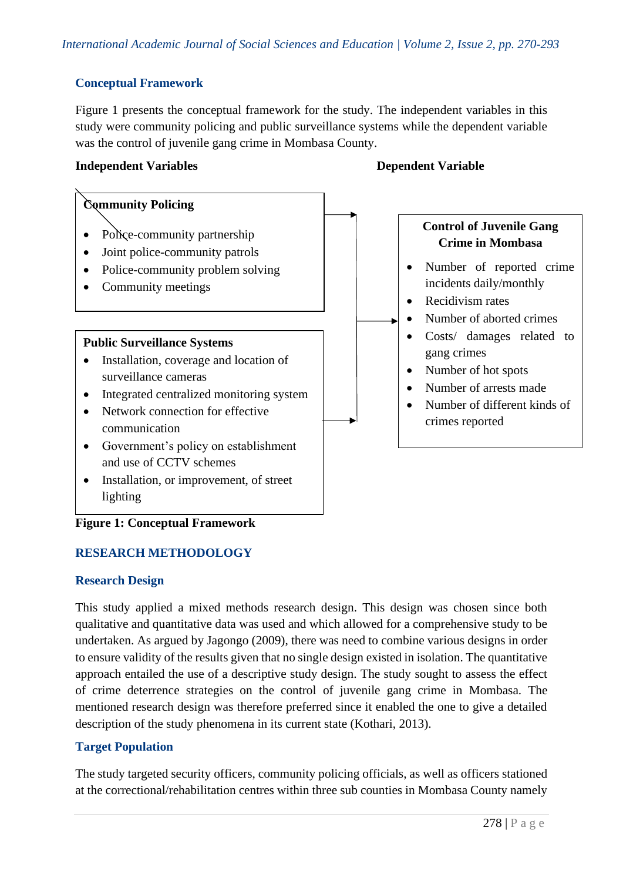## Conceptual Framework

Figure 1 presents the conceptual framework for the study. The independent variables in this study were community policing and public surveillance systems while the dependent variable was the control of juvenile gang crime in Mombasa County.

**Independent Variables** | **Dependent Variable**

**Community Policing**

- Police-community partnership
- Joint police-community patrols
- Police-community problem solving
- Community meetings

**Public Surveillance Systems**

- Installation, coverage and location of surveillance cameras
- Integrated centralized monitoring system
- Network connection for effective communication
- Government's policy on establishment and use of CCTV schemes
- Installation, or improvement, of street lighting

**Control of Juvenile Gang Crime in Mombasa**

- Number of reported crime incidents daily/monthly
- Recidivism rates
- Number of aborted crimes
- Costs/ damages related to gang crimes
- Number of hot spots
- Number of arrests made
- Number of different kinds of crimes reported

**Figure 1: Conceptual Framework**

## RESEARCH METHODOLOGY

### Research Design

This study applied a mixed methods research design. This design was chosen since both qualitative and quantitative data was used and which allowed for a comprehensive study to be undertaken. As argued by Jagongo (2009), there was need to combine various designs in order to ensure validity of the results given that no single design existed in isolation. The quantitative approach entailed the use of a descriptive study design. The study sought to assess the effect of crime deterrence strategies on the control of juvenile gang crime in Mombasa. The mentioned research design was therefore preferred since it enabled the one to give a detailed description of the study phenomena in its current state (Kothari, 2013).

### Target Population

The study targeted security officers, community policing officials, as well as officers stationed at the correctional/rehabilitation centres within three sub counties in Mombasa County namely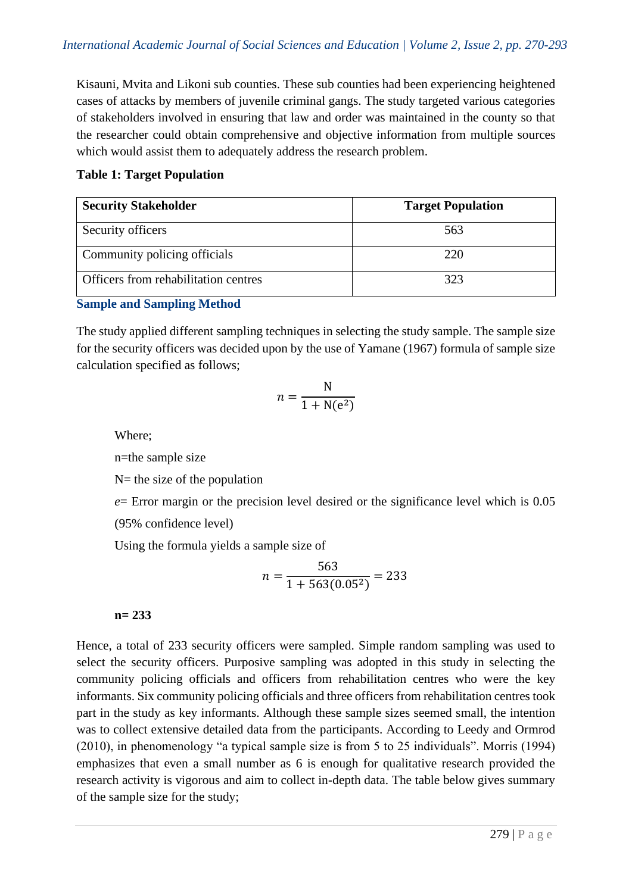Kisauni, Mvita and Likoni sub counties. These sub counties had been experiencing heightened cases of attacks by members of juvenile criminal gangs. The study targeted various categories of stakeholders involved in ensuring that law and order was maintained in the county so that the researcher could obtain comprehensive and objective information from multiple sources which would assist them to adequately address the research problem.

**Table 1: Target Population**

| Security Stakeholder | Target Population |
|---|---|
| Security officers | 563 |
| Community policing officials | 220 |
| Officers from rehabilitation centres | 323 |

### Sample and Sampling Method

The study applied different sampling techniques in selecting the study sample. The sample size for the security officers was decided upon by the use of Yamane (1967) formula of sample size calculation specified as follows;

$$n = \frac{\mathrm{N}}{1 + \mathrm{N}(\mathrm{e}^2)}$$

Where;

n=the sample size

N= the size of the population

*e*= Error margin or the precision level desired or the significance level which is 0.05 (95% confidence level)

Using the formula yields a sample size of

$$n = \frac{563}{1 + 563(0.05^2)} = 233$$

**n= 233**

Hence, a total of 233 security officers were sampled. Simple random sampling was used to select the security officers. Purposive sampling was adopted in this study in selecting the community policing officials and officers from rehabilitation centres who were the key informants. Six community policing officials and three officers from rehabilitation centres took part in the study as key informants. Although these sample sizes seemed small, the intention was to collect extensive detailed data from the participants. According to Leedy and Ormrod (2010), in phenomenology "a typical sample size is from 5 to 25 individuals". Morris (1994) emphasizes that even a small number as 6 is enough for qualitative research provided the research activity is vigorous and aim to collect in-depth data. The table below gives summary of the sample size for the study;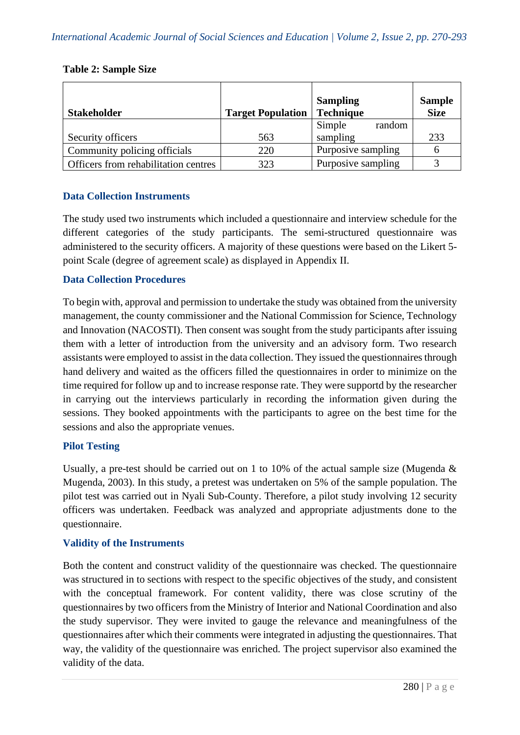**Table 2: Sample Size**

| Stakeholder | Target Population | Sampling Technique | Sample Size |
|---|---|---|---|
| Security officers | 563 | Simple random sampling | 233 |
| Community policing officials | 220 | Purposive sampling | 6 |
| Officers from rehabilitation centres | 323 | Purposive sampling | 3 |

### Data Collection Instruments

The study used two instruments which included a questionnaire and interview schedule for the different categories of the study participants. The semi-structured questionnaire was administered to the security officers. A majority of these questions were based on the Likert 5-point Scale (degree of agreement scale) as displayed in Appendix II.

### Data Collection Procedures

To begin with, approval and permission to undertake the study was obtained from the university management, the county commissioner and the National Commission for Science, Technology and Innovation (NACOSTI). Then consent was sought from the study participants after issuing them with a letter of introduction from the university and an advisory form. Two research assistants were employed to assist in the data collection. They issued the questionnaires through hand delivery and waited as the officers filled the questionnaires in order to minimize on the time required for follow up and to increase response rate. They were supportd by the researcher in carrying out the interviews particularly in recording the information given during the sessions. They booked appointments with the participants to agree on the best time for the sessions and also the appropriate venues.

### Pilot Testing

Usually, a pre-test should be carried out on 1 to 10% of the actual sample size (Mugenda & Mugenda, 2003). In this study, a pretest was undertaken on 5% of the sample population. The pilot test was carried out in Nyali Sub-County. Therefore, a pilot study involving 12 security officers was undertaken. Feedback was analyzed and appropriate adjustments done to the questionnaire.

### Validity of the Instruments

Both the content and construct validity of the questionnaire was checked. The questionnaire was structured in to sections with respect to the specific objectives of the study, and consistent with the conceptual framework. For content validity, there was close scrutiny of the questionnaires by two officers from the Ministry of Interior and National Coordination and also the study supervisor. They were invited to gauge the relevance and meaningfulness of the questionnaires after which their comments were integrated in adjusting the questionnaires. That way, the validity of the questionnaire was enriched. The project supervisor also examined the validity of the data.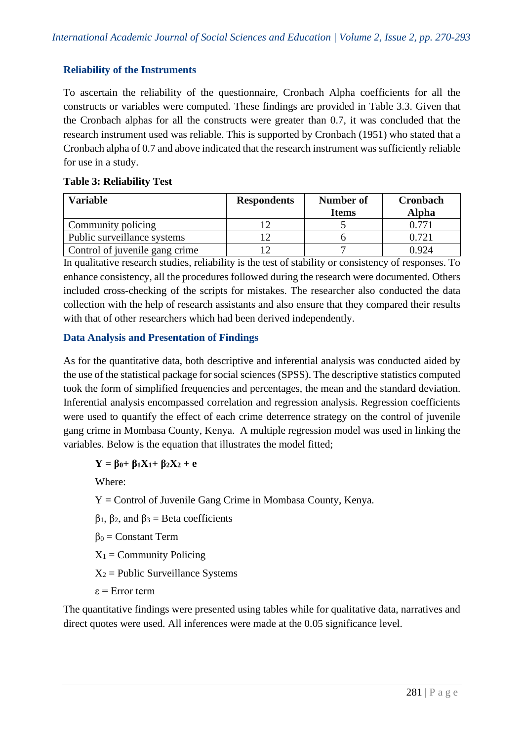### Reliability of the Instruments

To ascertain the reliability of the questionnaire, Cronbach Alpha coefficients for all the constructs or variables were computed. These findings are provided in Table 3.3. Given that the Cronbach alphas for all the constructs were greater than 0.7, it was concluded that the research instrument used was reliable. This is supported by Cronbach (1951) who stated that a Cronbach alpha of 0.7 and above indicated that the research instrument was sufficiently reliable for use in a study.

**Table 3: Reliability Test**

| Variable | Respondents | Number of Items | Cronbach Alpha |
|---|---|---|---|
| Community policing | 12 | 5 | 0.771 |
| Public surveillance systems | 12 | 6 | 0.721 |
| Control of juvenile gang crime | 12 | 7 | 0.924 |

In qualitative research studies, reliability is the test of stability or consistency of responses. To enhance consistency, all the procedures followed during the research were documented. Others included cross-checking of the scripts for mistakes. The researcher also conducted the data collection with the help of research assistants and also ensure that they compared their results with that of other researchers which had been derived independently.

### Data Analysis and Presentation of Findings

As for the quantitative data, both descriptive and inferential analysis was conducted aided by the use of the statistical package for social sciences (SPSS). The descriptive statistics computed took the form of simplified frequencies and percentages, the mean and the standard deviation. Inferential analysis encompassed correlation and regression analysis. Regression coefficients were used to quantify the effect of each crime deterrence strategy on the control of juvenile gang crime in Mombasa County, Kenya. A multiple regression model was used in linking the variables. Below is the equation that illustrates the model fitted;

$$\mathbf{Y = \beta_0 + \beta_1 X_1 + \beta_2 X_2 + e}$$

Where:

Y = Control of Juvenile Gang Crime in Mombasa County, Kenya.

$\beta_1$, $\beta_2$, and $\beta_3$ = Beta coefficients

$\beta_0$ = Constant Term

$X_1$ = Community Policing

$X_2$ = Public Surveillance Systems

$\varepsilon$ = Error term

The quantitative findings were presented using tables while for qualitative data, narratives and direct quotes were used. All inferences were made at the 0.05 significance level.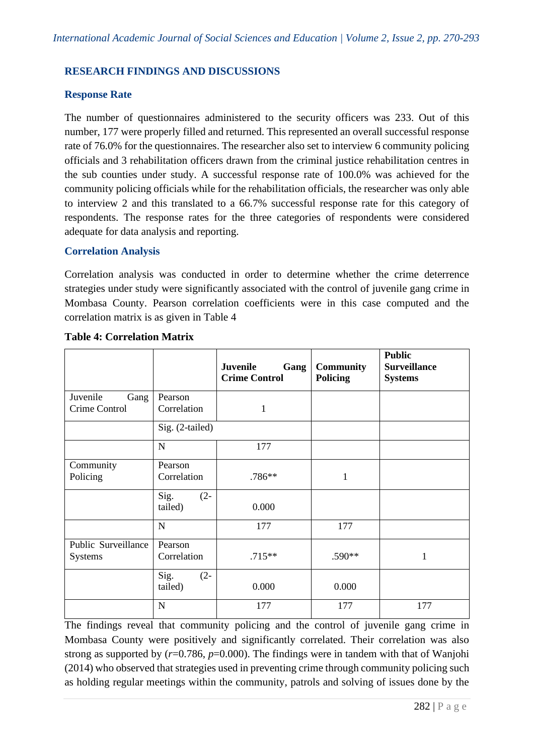## RESEARCH FINDINGS AND DISCUSSIONS

### Response Rate

The number of questionnaires administered to the security officers was 233. Out of this number, 177 were properly filled and returned. This represented an overall successful response rate of 76.0% for the questionnaires. The researcher also set to interview 6 community policing officials and 3 rehabilitation officers drawn from the criminal justice rehabilitation centres in the sub counties under study. A successful response rate of 100.0% was achieved for the community policing officials while for the rehabilitation officials, the researcher was only able to interview 2 and this translated to a 66.7% successful response rate for this category of respondents. The response rates for the three categories of respondents were considered adequate for data analysis and reporting.

### Correlation Analysis

Correlation analysis was conducted in order to determine whether the crime deterrence strategies under study were significantly associated with the control of juvenile gang crime in Mombasa County. Pearson correlation coefficients were in this case computed and the correlation matrix is as given in Table 4

**Table 4: Correlation Matrix**

| | | **Juvenile Gang Crime Control** | **Community Policing** | **Public Surveillance Systems** |
|---|---|---|---|---|
| Juvenile Gang Crime Control | Pearson Correlation | 1 | | |
| | Sig. (2-tailed) | | | |
| | N | 177 | | |
| Community Policing | Pearson Correlation | .786** | 1 | |
| | Sig. (2-tailed) | 0.000 | | |
| | N | 177 | 177 | |
| Public Surveillance Systems | Pearson Correlation | .715** | .590** | 1 |
| | Sig. (2-tailed) | 0.000 | 0.000 | |
| | N | 177 | 177 | 177 |

The findings reveal that community policing and the control of juvenile gang crime in Mombasa County were positively and significantly correlated. Their correlation was also strong as supported by ($r$=0.786, $p$=0.000). The findings were in tandem with that of Wanjohi (2014) who observed that strategies used in preventing crime through community policing such as holding regular meetings within the community, patrols and solving of issues done by the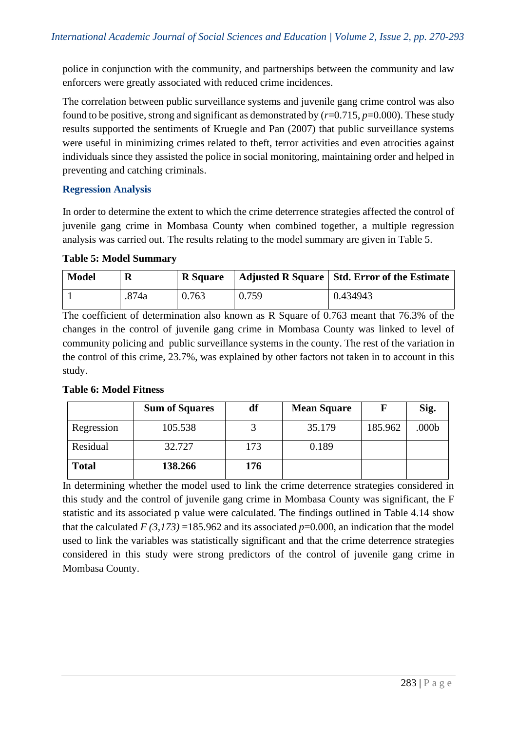police in conjunction with the community, and partnerships between the community and law enforcers were greatly associated with reduced crime incidences.

The correlation between public surveillance systems and juvenile gang crime control was also found to be positive, strong and significant as demonstrated by ($r$=0.715, $p$=0.000). These study results supported the sentiments of Kruegle and Pan (2007) that public surveillance systems were useful in minimizing crimes related to theft, terror activities and even atrocities against individuals since they assisted the police in social monitoring, maintaining order and helped in preventing and catching criminals.

### Regression Analysis

In order to determine the extent to which the crime deterrence strategies affected the control of juvenile gang crime in Mombasa County when combined together, a multiple regression analysis was carried out. The results relating to the model summary are given in Table 5.

**Table 5: Model Summary**

| Model | R | R Square | Adjusted R Square | Std. Error of the Estimate |
|---|---|---|---|---|
| 1 | .874a | 0.763 | 0.759 | 0.434943 |

The coefficient of determination also known as R Square of 0.763 meant that 76.3% of the changes in the control of juvenile gang crime in Mombasa County was linked to level of community policing and public surveillance systems in the county. The rest of the variation in the control of this crime, 23.7%, was explained by other factors not taken in to account in this study.

**Table 6: Model Fitness**

| | Sum of Squares | df | Mean Square | F | Sig. |
|---|---|---|---|---|---|
| Regression | 105.538 | 3 | 35.179 | 185.962 | .000b |
| Residual | 32.727 | 173 | 0.189 | | |
| **Total** | **138.266** | **176** | | | |

In determining whether the model used to link the crime deterrence strategies considered in this study and the control of juvenile gang crime in Mombasa County was significant, the F statistic and its associated p value were calculated. The findings outlined in Table 4.14 show that the calculated $F_{(3,173)}$ =185.962 and its associated $p$=0.000, an indication that the model used to link the variables was statistically significant and that the crime deterrence strategies considered in this study were strong predictors of the control of juvenile gang crime in Mombasa County.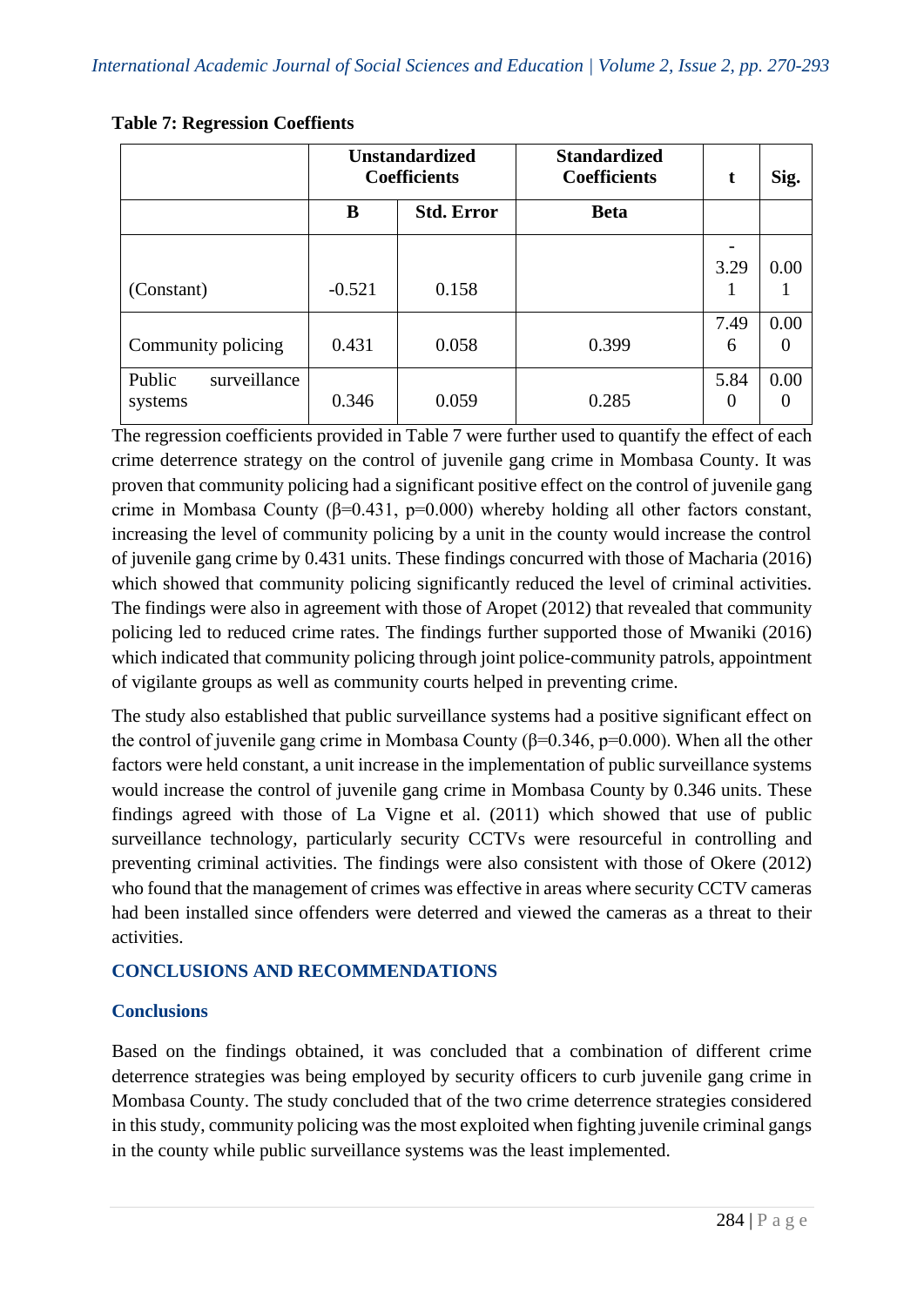**Table 7: Regression Coeffients**

| | Unstandardized Coefficients | | Standardized Coefficients | t | Sig. |
|---|---|---|---|---|---|
| | B | Std. Error | Beta | | |
| (Constant) | -0.521 | 0.158 | | -3.291 | 0.001 |
| Community policing | 0.431 | 0.058 | 0.399 | 7.496 | 0.000 |
| Public surveillance systems | 0.346 | 0.059 | 0.285 | 5.840 | 0.000 |

The regression coefficients provided in Table 7 were further used to quantify the effect of each crime deterrence strategy on the control of juvenile gang crime in Mombasa County. It was proven that community policing had a significant positive effect on the control of juvenile gang crime in Mombasa County (β=0.431, p=0.000) whereby holding all other factors constant, increasing the level of community policing by a unit in the county would increase the control of juvenile gang crime by 0.431 units. These findings concurred with those of Macharia (2016) which showed that community policing significantly reduced the level of criminal activities. The findings were also in agreement with those of Aropet (2012) that revealed that community policing led to reduced crime rates. The findings further supported those of Mwaniki (2016) which indicated that community policing through joint police-community patrols, appointment of vigilante groups as well as community courts helped in preventing crime.

The study also established that public surveillance systems had a positive significant effect on the control of juvenile gang crime in Mombasa County (β=0.346, p=0.000). When all the other factors were held constant, a unit increase in the implementation of public surveillance systems would increase the control of juvenile gang crime in Mombasa County by 0.346 units. These findings agreed with those of La Vigne et al. (2011) which showed that use of public surveillance technology, particularly security CCTVs were resourceful in controlling and preventing criminal activities. The findings were also consistent with those of Okere (2012) who found that the management of crimes was effective in areas where security CCTV cameras had been installed since offenders were deterred and viewed the cameras as a threat to their activities.

## CONCLUSIONS AND RECOMMENDATIONS

### Conclusions

Based on the findings obtained, it was concluded that a combination of different crime deterrence strategies was being employed by security officers to curb juvenile gang crime in Mombasa County. The study concluded that of the two crime deterrence strategies considered in this study, community policing was the most exploited when fighting juvenile criminal gangs in the county while public surveillance systems was the least implemented.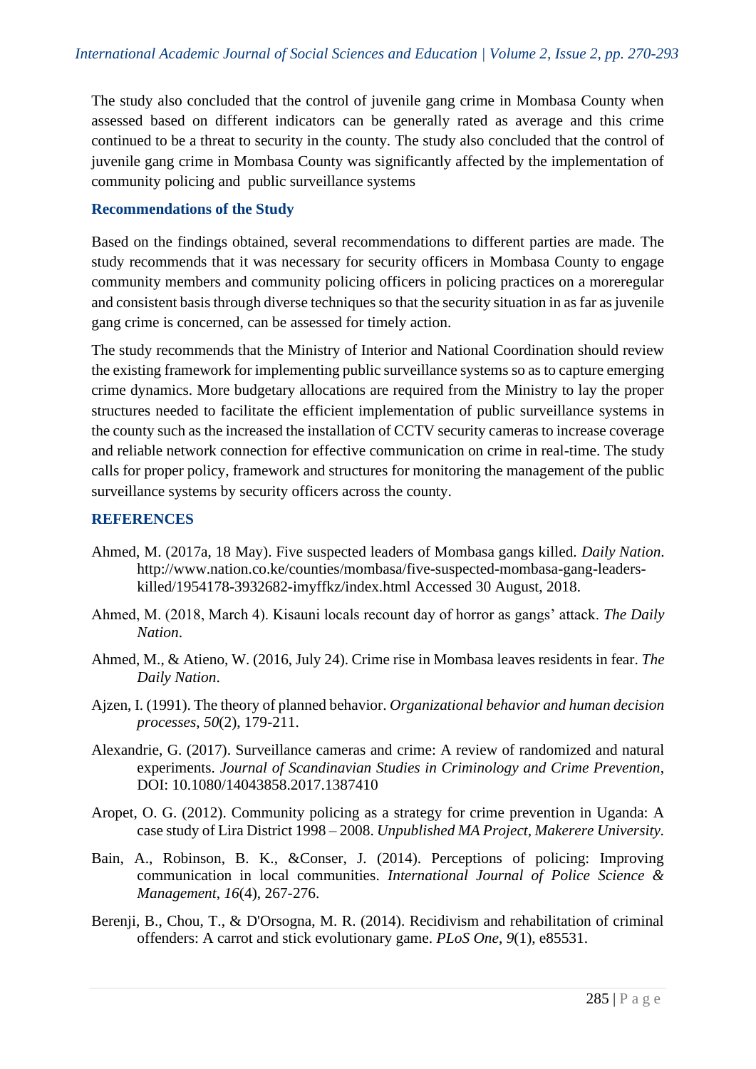The study also concluded that the control of juvenile gang crime in Mombasa County when assessed based on different indicators can be generally rated as average and this crime continued to be a threat to security in the county. The study also concluded that the control of juvenile gang crime in Mombasa County was significantly affected by the implementation of community policing and public surveillance systems

## Recommendations of the Study

Based on the findings obtained, several recommendations to different parties are made. The study recommends that it was necessary for security officers in Mombasa County to engage community members and community policing officers in policing practices on a moreregular and consistent basis through diverse techniques so that the security situation in as far as juvenile gang crime is concerned, can be assessed for timely action.

The study recommends that the Ministry of Interior and National Coordination should review the existing framework for implementing public surveillance systems so as to capture emerging crime dynamics. More budgetary allocations are required from the Ministry to lay the proper structures needed to facilitate the efficient implementation of public surveillance systems in the county such as the increased the installation of CCTV security cameras to increase coverage and reliable network connection for effective communication on crime in real-time. The study calls for proper policy, framework and structures for monitoring the management of the public surveillance systems by security officers across the county.

## REFERENCES

Ahmed, M. (2017a, 18 May). Five suspected leaders of Mombasa gangs killed. *Daily Nation*. http://www.nation.co.ke/counties/mombasa/five-suspected-mombasa-gang-leaders-killed/1954178-3932682-imyffkz/index.html Accessed 30 August, 2018.

Ahmed, M. (2018, March 4). Kisauni locals recount day of horror as gangs' attack. *The Daily Nation*.

Ahmed, M., & Atieno, W. (2016, July 24). Crime rise in Mombasa leaves residents in fear. *The Daily Nation*.

Ajzen, I. (1991). The theory of planned behavior. *Organizational behavior and human decision processes*, *50*(2), 179-211.

Alexandrie, G. (2017). Surveillance cameras and crime: A review of randomized and natural experiments. *Journal of Scandinavian Studies in Criminology and Crime Prevention*, DOI: 10.1080/14043858.2017.1387410

Aropet, O. G. (2012). Community policing as a strategy for crime prevention in Uganda: A case study of Lira District 1998 – 2008. *Unpublished MA Project, Makerere University.*

Bain, A., Robinson, B. K., &Conser, J. (2014). Perceptions of policing: Improving communication in local communities. *International Journal of Police Science & Management*, *16*(4), 267-276.

Berenji, B., Chou, T., & D'Orsogna, M. R. (2014). Recidivism and rehabilitation of criminal offenders: A carrot and stick evolutionary game. *PLoS One*, *9*(1), e85531.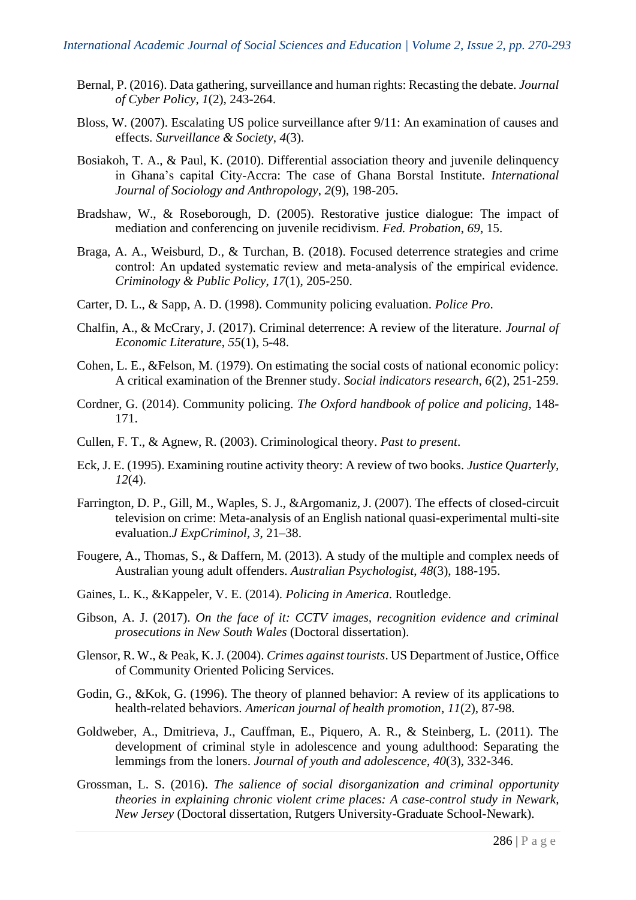Bernal, P. (2016). Data gathering, surveillance and human rights: Recasting the debate. *Journal of Cyber Policy*, *1*(2), 243-264.

Bloss, W. (2007). Escalating US police surveillance after 9/11: An examination of causes and effects. *Surveillance & Society*, *4*(3).

Bosiakoh, T. A., & Paul, K. (2010). Differential association theory and juvenile delinquency in Ghana's capital City-Accra: The case of Ghana Borstal Institute. *International Journal of Sociology and Anthropology*, *2*(9), 198-205.

Bradshaw, W., & Roseborough, D. (2005). Restorative justice dialogue: The impact of mediation and conferencing on juvenile recidivism. *Fed. Probation*, *69*, 15.

Braga, A. A., Weisburd, D., & Turchan, B. (2018). Focused deterrence strategies and crime control: An updated systematic review and meta-analysis of the empirical evidence. *Criminology & Public Policy*, *17*(1), 205-250.

Carter, D. L., & Sapp, A. D. (1998). Community policing evaluation. *Police Pro*.

Chalfin, A., & McCrary, J. (2017). Criminal deterrence: A review of the literature. *Journal of Economic Literature*, *55*(1), 5-48.

Cohen, L. E., &Felson, M. (1979). On estimating the social costs of national economic policy: A critical examination of the Brenner study. *Social indicators research*, *6*(2), 251-259.

Cordner, G. (2014). Community policing. *The Oxford handbook of police and policing*, 148-171.

Cullen, F. T., & Agnew, R. (2003). Criminological theory. *Past to present*.

Eck, J. E. (1995). Examining routine activity theory: A review of two books. *Justice Quarterly*, *12*(4).

Farrington, D. P., Gill, M., Waples, S. J., &Argomaniz, J. (2007). The effects of closed-circuit television on crime: Meta-analysis of an English national quasi-experimental multi-site evaluation.*J ExpCriminol*, *3*, 21–38.

Fougere, A., Thomas, S., & Daffern, M. (2013). A study of the multiple and complex needs of Australian young adult offenders. *Australian Psychologist*, *48*(3), 188-195.

Gaines, L. K., &Kappeler, V. E. (2014). *Policing in America*. Routledge.

Gibson, A. J. (2017). *On the face of it: CCTV images, recognition evidence and criminal prosecutions in New South Wales* (Doctoral dissertation).

Glensor, R. W., & Peak, K. J. (2004). *Crimes against tourists*. US Department of Justice, Office of Community Oriented Policing Services.

Godin, G., &Kok, G. (1996). The theory of planned behavior: A review of its applications to health-related behaviors. *American journal of health promotion*, *11*(2), 87-98.

Goldweber, A., Dmitrieva, J., Cauffman, E., Piquero, A. R., & Steinberg, L. (2011). The development of criminal style in adolescence and young adulthood: Separating the lemmings from the loners. *Journal of youth and adolescence*, *40*(3), 332-346.

Grossman, L. S. (2016). *The salience of social disorganization and criminal opportunity theories in explaining chronic violent crime places: A case-control study in Newark, New Jersey* (Doctoral dissertation, Rutgers University-Graduate School-Newark).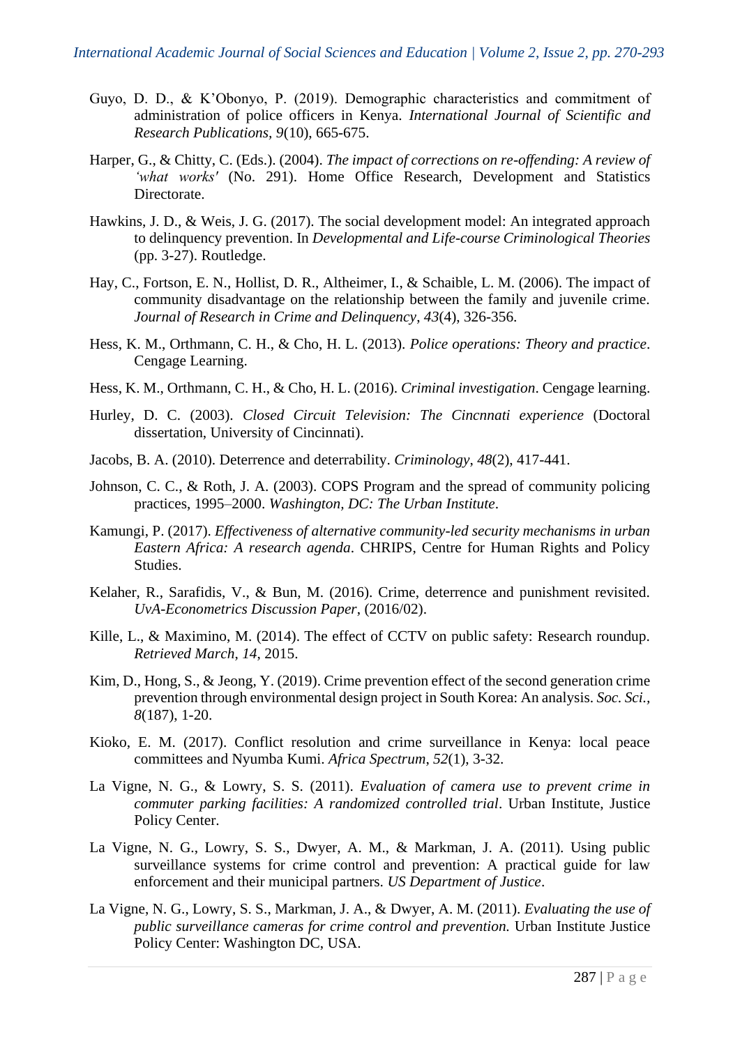Guyo, D. D., & K'Obonyo, P. (2019). Demographic characteristics and commitment of administration of police officers in Kenya. *International Journal of Scientific and Research Publications*, *9*(10), 665-675.

Harper, G., & Chitty, C. (Eds.). (2004). *The impact of corrections on re-offending: A review of 'what works'* (No. 291). Home Office Research, Development and Statistics Directorate.

Hawkins, J. D., & Weis, J. G. (2017). The social development model: An integrated approach to delinquency prevention. In *Developmental and Life-course Criminological Theories* (pp. 3-27). Routledge.

Hay, C., Fortson, E. N., Hollist, D. R., Altheimer, I., & Schaible, L. M. (2006). The impact of community disadvantage on the relationship between the family and juvenile crime. *Journal of Research in Crime and Delinquency*, *43*(4), 326-356.

Hess, K. M., Orthmann, C. H., & Cho, H. L. (2013). *Police operations: Theory and practice*. Cengage Learning.

Hess, K. M., Orthmann, C. H., & Cho, H. L. (2016). *Criminal investigation*. Cengage learning.

Hurley, D. C. (2003). *Closed Circuit Television: The Cincnnati experience* (Doctoral dissertation, University of Cincinnati).

Jacobs, B. A. (2010). Deterrence and deterrability. *Criminology*, *48*(2), 417-441.

Johnson, C. C., & Roth, J. A. (2003). COPS Program and the spread of community policing practices, 1995–2000. *Washington, DC: The Urban Institute*.

Kamungi, P. (2017). *Effectiveness of alternative community-led security mechanisms in urban Eastern Africa: A research agenda*. CHRIPS, Centre for Human Rights and Policy Studies.

Kelaher, R., Sarafidis, V., & Bun, M. (2016). Crime, deterrence and punishment revisited. *UvA-Econometrics Discussion Paper*, (2016/02).

Kille, L., & Maximino, M. (2014). The effect of CCTV on public safety: Research roundup. *Retrieved March*, *14*, 2015.

Kim, D., Hong, S., & Jeong, Y. (2019). Crime prevention effect of the second generation crime prevention through environmental design project in South Korea: An analysis. *Soc. Sci.*, *8*(187), 1-20.

Kioko, E. M. (2017). Conflict resolution and crime surveillance in Kenya: local peace committees and Nyumba Kumi. *Africa Spectrum*, *52*(1), 3-32.

La Vigne, N. G., & Lowry, S. S. (2011). *Evaluation of camera use to prevent crime in commuter parking facilities: A randomized controlled trial*. Urban Institute, Justice Policy Center.

La Vigne, N. G., Lowry, S. S., Dwyer, A. M., & Markman, J. A. (2011). Using public surveillance systems for crime control and prevention: A practical guide for law enforcement and their municipal partners. *US Department of Justice*.

La Vigne, N. G., Lowry, S. S., Markman, J. A., & Dwyer, A. M. (2011). *Evaluating the use of public surveillance cameras for crime control and prevention.* Urban Institute Justice Policy Center: Washington DC, USA.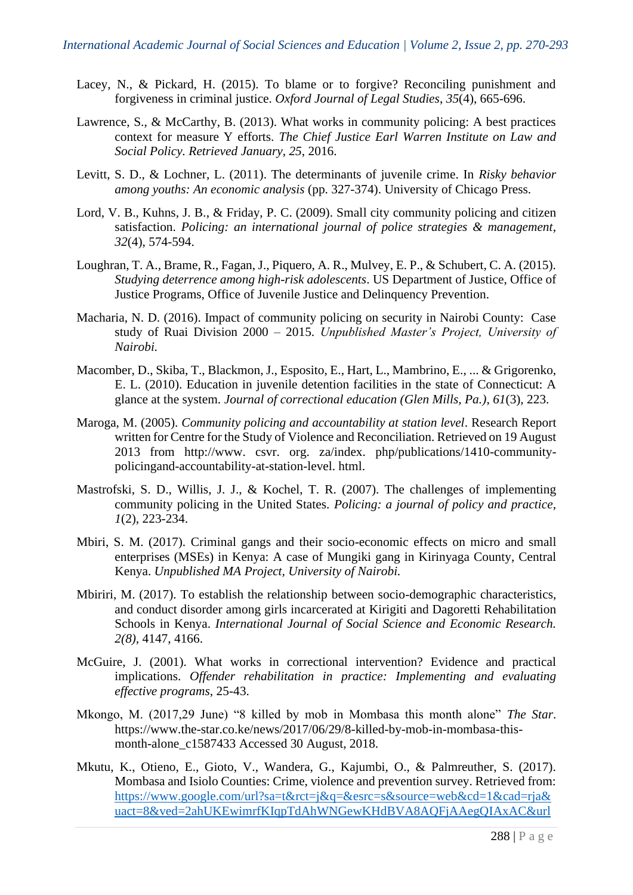Lacey, N., & Pickard, H. (2015). To blame or to forgive? Reconciling punishment and forgiveness in criminal justice. *Oxford Journal of Legal Studies*, *35*(4), 665-696.

Lawrence, S., & McCarthy, B. (2013). What works in community policing: A best practices context for measure Y efforts. *The Chief Justice Earl Warren Institute on Law and Social Policy. Retrieved January*, *25*, 2016.

Levitt, S. D., & Lochner, L. (2011). The determinants of juvenile crime. In *Risky behavior among youths: An economic analysis* (pp. 327-374). University of Chicago Press.

Lord, V. B., Kuhns, J. B., & Friday, P. C. (2009). Small city community policing and citizen satisfaction. *Policing: an international journal of police strategies & management*, *32*(4), 574-594.

Loughran, T. A., Brame, R., Fagan, J., Piquero, A. R., Mulvey, E. P., & Schubert, C. A. (2015). *Studying deterrence among high-risk adolescents*. US Department of Justice, Office of Justice Programs, Office of Juvenile Justice and Delinquency Prevention.

Macharia, N. D. (2016). Impact of community policing on security in Nairobi County: Case study of Ruai Division 2000 – 2015. *Unpublished Master's Project, University of Nairobi.*

Macomber, D., Skiba, T., Blackmon, J., Esposito, E., Hart, L., Mambrino, E., ... & Grigorenko, E. L. (2010). Education in juvenile detention facilities in the state of Connecticut: A glance at the system. *Journal of correctional education (Glen Mills, Pa.)*, *61*(3), 223.

Maroga, M. (2005). *Community policing and accountability at station level*. Research Report written for Centre for the Study of Violence and Reconciliation. Retrieved on 19 August 2013 from http://www. csvr. org. za/index. php/publications/1410-community-policingand-accountability-at-station-level. html.

Mastrofski, S. D., Willis, J. J., & Kochel, T. R. (2007). The challenges of implementing community policing in the United States. *Policing: a journal of policy and practice*, *1*(2), 223-234.

Mbiri, S. M. (2017). Criminal gangs and their socio-economic effects on micro and small enterprises (MSEs) in Kenya: A case of Mungiki gang in Kirinyaga County, Central Kenya. *Unpublished MA Project, University of Nairobi.*

Mbiriri, M. (2017). To establish the relationship between socio-demographic characteristics, and conduct disorder among girls incarcerated at Kirigiti and Dagoretti Rehabilitation Schools in Kenya. *International Journal of Social Science and Economic Research. 2(8),* 4147, 4166.

McGuire, J. (2001). What works in correctional intervention? Evidence and practical implications. *Offender rehabilitation in practice: Implementing and evaluating effective programs*, 25-43.

Mkongo, M. (2017,29 June) "8 killed by mob in Mombasa this month alone" *The Star*. https://www.the-star.co.ke/news/2017/06/29/8-killed-by-mob-in-mombasa-this-month-alone_c1587433 Accessed 30 August, 2018.

Mkutu, K., Otieno, E., Gioto, V., Wandera, G., Kajumbi, O., & Palmreuther, S. (2017). Mombasa and Isiolo Counties: Crime, violence and prevention survey. Retrieved from: https://www.google.com/url?sa=t&rct=j&q=&esrc=s&source=web&cd=1&cad=rja&uact=8&ved=2ahUKEwimrfKIqpTdAhWNGewKHdBVA8AQFjAAegQIAxAC&url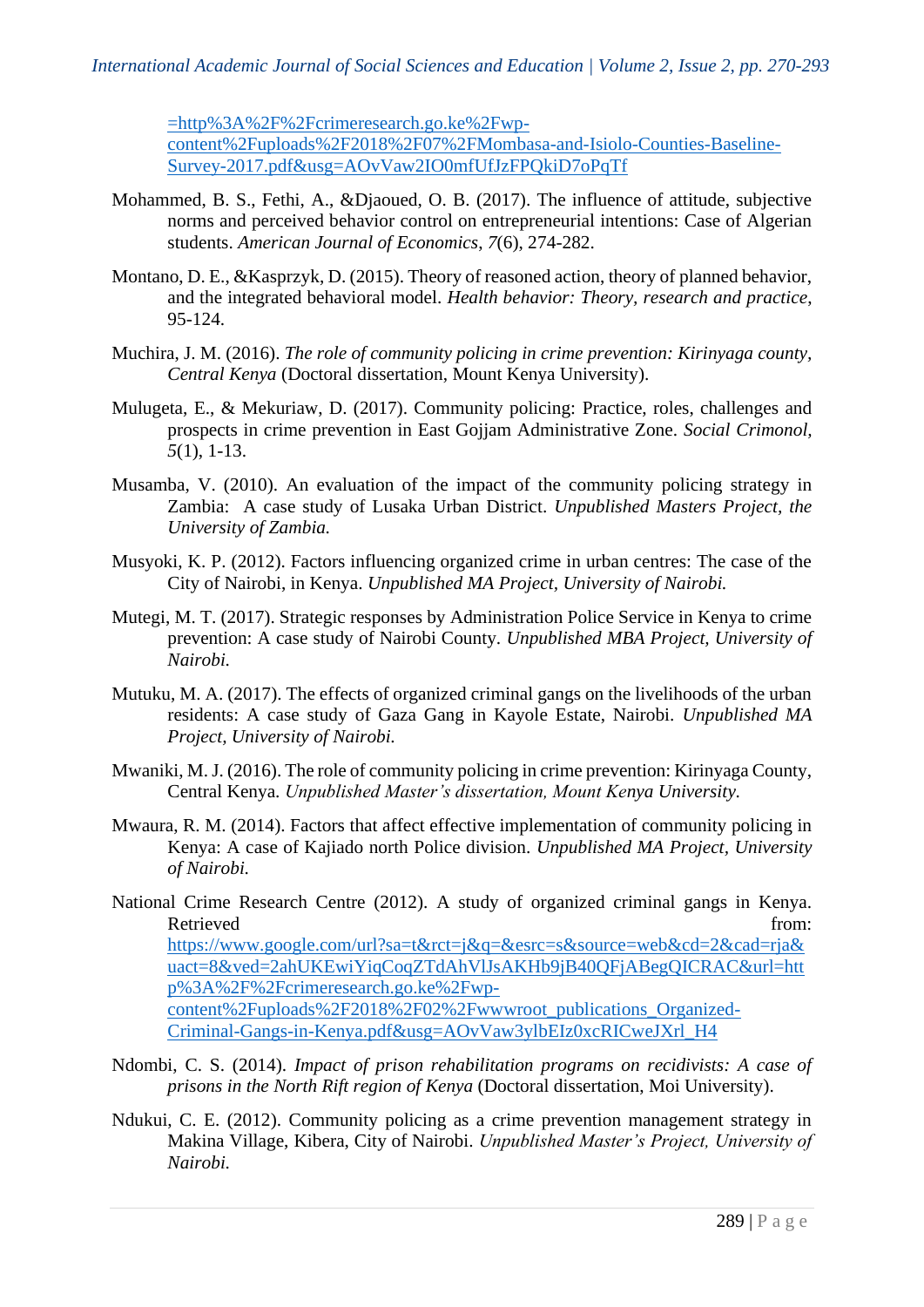=http%3A%2F%2Fcrimeresearch.go.ke%2Fwp-content%2Fuploads%2F2018%2F07%2FMombasa-and-Isiolo-Counties-Baseline-Survey-2017.pdf&usg=AOvVaw2IO0mfUfJzFPQkiD7oPqTf

Mohammed, B. S., Fethi, A., &Djaoued, O. B. (2017). The influence of attitude, subjective norms and perceived behavior control on entrepreneurial intentions: Case of Algerian students. *American Journal of Economics*, *7*(6), 274-282.

Montano, D. E., &Kasprzyk, D. (2015). Theory of reasoned action, theory of planned behavior, and the integrated behavioral model. *Health behavior: Theory, research and practice*, 95-124.

Muchira, J. M. (2016). *The role of community policing in crime prevention: Kirinyaga county, Central Kenya* (Doctoral dissertation, Mount Kenya University).

Mulugeta, E., & Mekuriaw, D. (2017). Community policing: Practice, roles, challenges and prospects in crime prevention in East Gojjam Administrative Zone. *Social Crimonol*, *5*(1), 1-13.

Musamba, V. (2010). An evaluation of the impact of the community policing strategy in Zambia: A case study of Lusaka Urban District. *Unpublished Masters Project, the University of Zambia.*

Musyoki, K. P. (2012). Factors influencing organized crime in urban centres: The case of the City of Nairobi, in Kenya. *Unpublished MA Project, University of Nairobi.*

Mutegi, M. T. (2017). Strategic responses by Administration Police Service in Kenya to crime prevention: A case study of Nairobi County. *Unpublished MBA Project, University of Nairobi.*

Mutuku, M. A. (2017). The effects of organized criminal gangs on the livelihoods of the urban residents: A case study of Gaza Gang in Kayole Estate, Nairobi. *Unpublished MA Project, University of Nairobi.*

Mwaniki, M. J. (2016). The role of community policing in crime prevention: Kirinyaga County, Central Kenya. *Unpublished Master's dissertation, Mount Kenya University.*

Mwaura, R. M. (2014). Factors that affect effective implementation of community policing in Kenya: A case of Kajiado north Police division. *Unpublished MA Project, University of Nairobi.*

National Crime Research Centre (2012). A study of organized criminal gangs in Kenya. Retrieved from: https://www.google.com/url?sa=t&rct=j&q=&esrc=s&source=web&cd=2&cad=rja&uact=8&ved=2ahUKEwiYiqCoqZTdAhVlJsAKHb9jB40QFjABegQICRAC&url=http%3A%2F%2Fcrimeresearch.go.ke%2Fwp-content%2Fuploads%2F2018%2F02%2Fwwwroot_publications_Organized-Criminal-Gangs-in-Kenya.pdf&usg=AOvVaw3ylbEIz0xcRICweJXrl_H4

Ndombi, C. S. (2014). *Impact of prison rehabilitation programs on recidivists: A case of prisons in the North Rift region of Kenya* (Doctoral dissertation, Moi University).

Ndukui, C. E. (2012). Community policing as a crime prevention management strategy in Makina Village, Kibera, City of Nairobi. *Unpublished Master's Project, University of Nairobi.*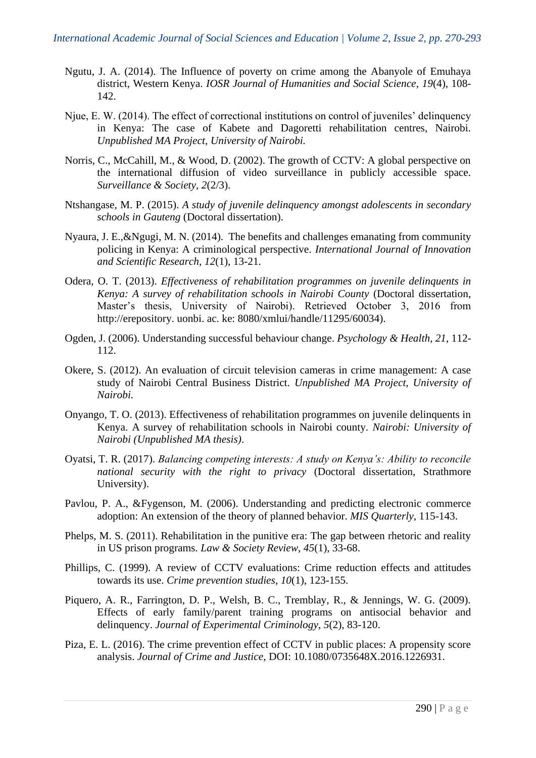Ngutu, J. A. (2014). The Influence of poverty on crime among the Abanyole of Emuhaya district, Western Kenya. *IOSR Journal of Humanities and Social Science*, *19*(4), 108-142.

Njue, E. W. (2014). The effect of correctional institutions on control of juveniles' delinquency in Kenya: The case of Kabete and Dagoretti rehabilitation centres, Nairobi. *Unpublished MA Project, University of Nairobi.*

Norris, C., McCahill, M., & Wood, D. (2002). The growth of CCTV: A global perspective on the international diffusion of video surveillance in publicly accessible space. *Surveillance & Society*, *2*(2/3).

Ntshangase, M. P. (2015). *A study of juvenile delinquency amongst adolescents in secondary schools in Gauteng* (Doctoral dissertation).

Nyaura, J. E.,&Ngugi, M. N. (2014). The benefits and challenges emanating from community policing in Kenya: A criminological perspective. *International Journal of Innovation and Scientific Research, 12*(1), 13-21.

Odera, O. T. (2013). *Effectiveness of rehabilitation programmes on juvenile delinquents in Kenya: A survey of rehabilitation schools in Nairobi County* (Doctoral dissertation, Master's thesis, University of Nairobi). Retrieved October 3, 2016 from http://erepository. uonbi. ac. ke: 8080/xmlui/handle/11295/60034).

Ogden, J. (2006). Understanding successful behaviour change. *Psychology & Health*, *21*, 112-112.

Okere, S. (2012). An evaluation of circuit television cameras in crime management: A case study of Nairobi Central Business District. *Unpublished MA Project, University of Nairobi.*

Onyango, T. O. (2013). Effectiveness of rehabilitation programmes on juvenile delinquents in Kenya. A survey of rehabilitation schools in Nairobi county. *Nairobi: University of Nairobi (Unpublished MA thesis)*.

Oyatsi, T. R. (2017). *Balancing competing interests: A study on Kenya's: Ability to reconcile national security with the right to privacy* (Doctoral dissertation, Strathmore University).

Pavlou, P. A., &Fygenson, M. (2006). Understanding and predicting electronic commerce adoption: An extension of the theory of planned behavior. *MIS Quarterly*, 115-143.

Phelps, M. S. (2011). Rehabilitation in the punitive era: The gap between rhetoric and reality in US prison programs. *Law & Society Review*, *45*(1), 33-68.

Phillips, C. (1999). A review of CCTV evaluations: Crime reduction effects and attitudes towards its use. *Crime prevention studies*, *10*(1), 123-155.

Piquero, A. R., Farrington, D. P., Welsh, B. C., Tremblay, R., & Jennings, W. G. (2009). Effects of early family/parent training programs on antisocial behavior and delinquency. *Journal of Experimental Criminology*, *5*(2), 83-120.

Piza, E. L. (2016). The crime prevention effect of CCTV in public places: A propensity score analysis. *Journal of Crime and Justice*, DOI: 10.1080/0735648X.2016.1226931.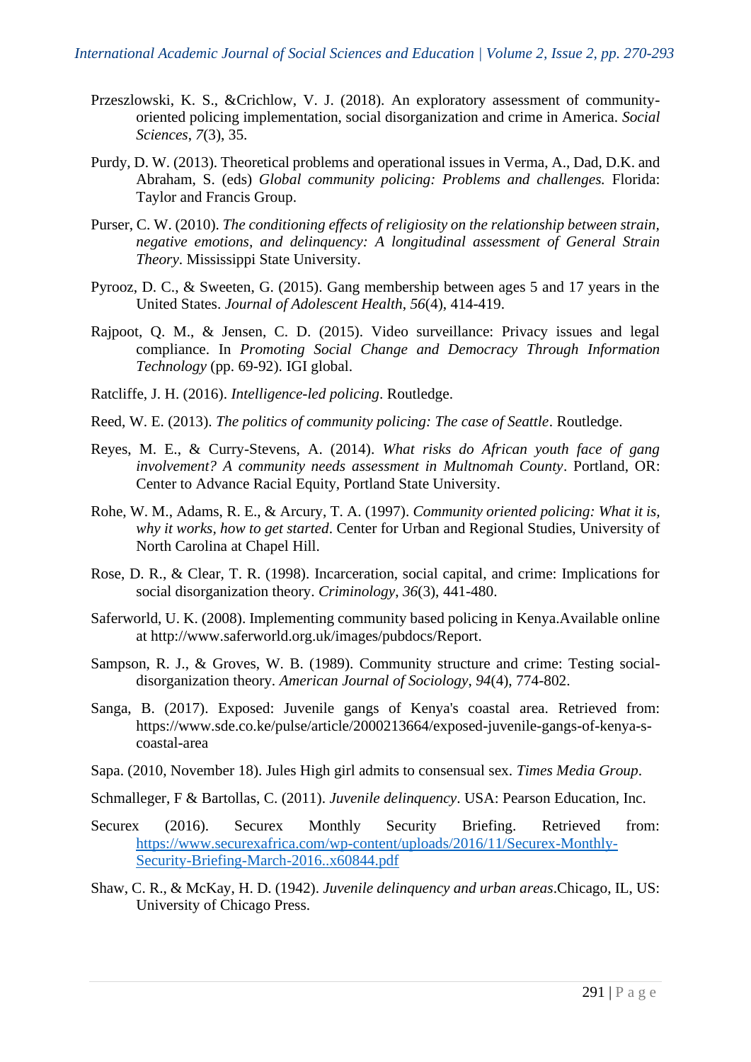Przeszlowski, K. S., &Crichlow, V. J. (2018). An exploratory assessment of community-oriented policing implementation, social disorganization and crime in America. *Social Sciences*, *7*(3), 35.

Purdy, D. W. (2013). Theoretical problems and operational issues in Verma, A., Dad, D.K. and Abraham, S. (eds) *Global community policing: Problems and challenges.* Florida: Taylor and Francis Group.

Purser, C. W. (2010). *The conditioning effects of religiosity on the relationship between strain, negative emotions, and delinquency: A longitudinal assessment of General Strain Theory*. Mississippi State University.

Pyrooz, D. C., & Sweeten, G. (2015). Gang membership between ages 5 and 17 years in the United States. *Journal of Adolescent Health*, *56*(4), 414-419.

Rajpoot, Q. M., & Jensen, C. D. (2015). Video surveillance: Privacy issues and legal compliance. In *Promoting Social Change and Democracy Through Information Technology* (pp. 69-92). IGI global.

Ratcliffe, J. H. (2016). *Intelligence-led policing*. Routledge.

Reed, W. E. (2013). *The politics of community policing: The case of Seattle*. Routledge.

Reyes, M. E., & Curry-Stevens, A. (2014). *What risks do African youth face of gang involvement? A community needs assessment in Multnomah County*. Portland, OR: Center to Advance Racial Equity, Portland State University.

Rohe, W. M., Adams, R. E., & Arcury, T. A. (1997). *Community oriented policing: What it is, why it works, how to get started*. Center for Urban and Regional Studies, University of North Carolina at Chapel Hill.

Rose, D. R., & Clear, T. R. (1998). Incarceration, social capital, and crime: Implications for social disorganization theory. *Criminology*, *36*(3), 441-480.

Saferworld, U. K. (2008). Implementing community based policing in Kenya.Available online at http://www.saferworld.org.uk/images/pubdocs/Report.

Sampson, R. J., & Groves, W. B. (1989). Community structure and crime: Testing social-disorganization theory. *American Journal of Sociology*, *94*(4), 774-802.

Sanga, B. (2017). Exposed: Juvenile gangs of Kenya's coastal area. Retrieved from: https://www.sde.co.ke/pulse/article/2000213664/exposed-juvenile-gangs-of-kenya-s-coastal-area

Sapa. (2010, November 18). Jules High girl admits to consensual sex. *Times Media Group*.

Schmalleger, F & Bartollas, C. (2011). *Juvenile delinquency*. USA: Pearson Education, Inc.

Securex (2016). Securex Monthly Security Briefing. Retrieved from: https://www.securexafrica.com/wp-content/uploads/2016/11/Securex-Monthly-Security-Briefing-March-2016..x60844.pdf

Shaw, C. R., & McKay, H. D. (1942). *Juvenile delinquency and urban areas*.Chicago, IL, US: University of Chicago Press.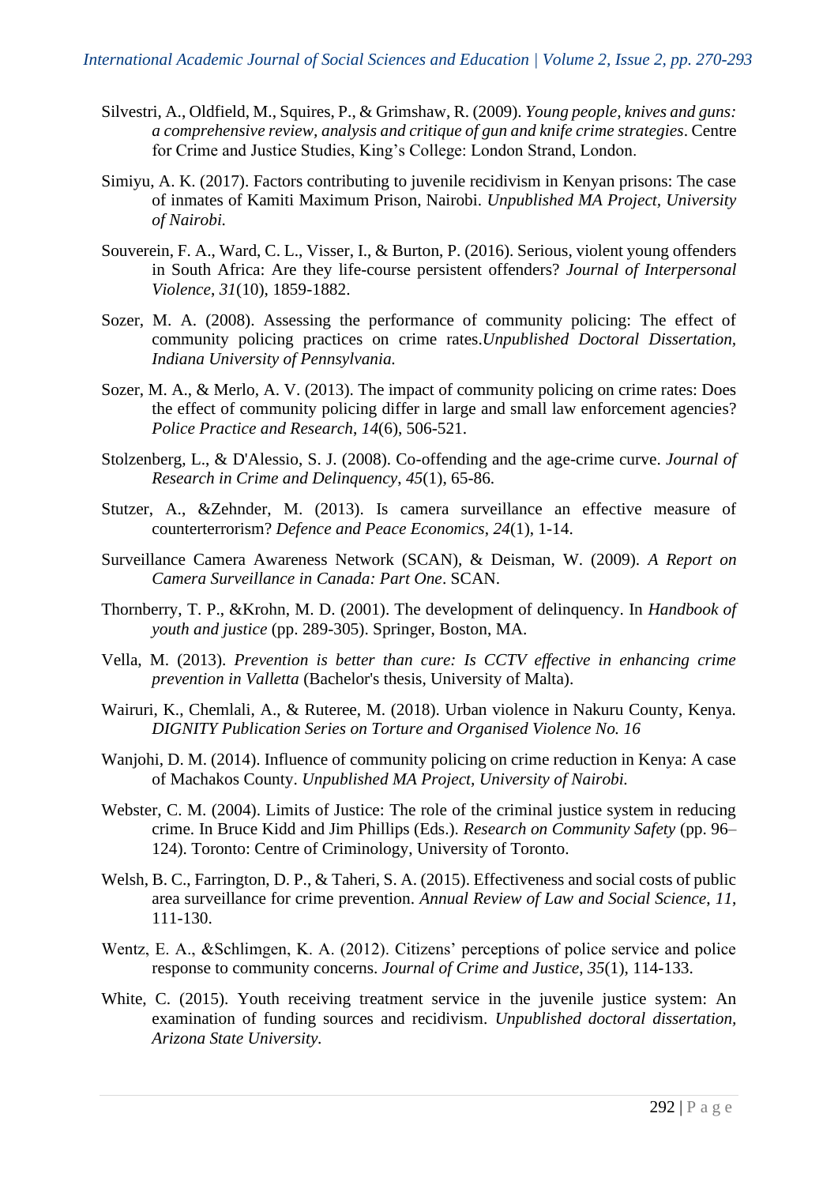Silvestri, A., Oldfield, M., Squires, P., & Grimshaw, R. (2009). *Young people, knives and guns: a comprehensive review, analysis and critique of gun and knife crime strategies*. Centre for Crime and Justice Studies, King's College: London Strand, London.

Simiyu, A. K. (2017). Factors contributing to juvenile recidivism in Kenyan prisons: The case of inmates of Kamiti Maximum Prison, Nairobi. *Unpublished MA Project, University of Nairobi.*

Souverein, F. A., Ward, C. L., Visser, I., & Burton, P. (2016). Serious, violent young offenders in South Africa: Are they life-course persistent offenders? *Journal of Interpersonal Violence*, *31*(10), 1859-1882.

Sozer, M. A. (2008). Assessing the performance of community policing: The effect of community policing practices on crime rates.*Unpublished Doctoral Dissertation, Indiana University of Pennsylvania.*

Sozer, M. A., & Merlo, A. V. (2013). The impact of community policing on crime rates: Does the effect of community policing differ in large and small law enforcement agencies? *Police Practice and Research*, *14*(6), 506-521.

Stolzenberg, L., & D'Alessio, S. J. (2008). Co-offending and the age-crime curve. *Journal of Research in Crime and Delinquency*, *45*(1), 65-86.

Stutzer, A., &Zehnder, M. (2013). Is camera surveillance an effective measure of counterterrorism? *Defence and Peace Economics*, *24*(1), 1-14.

Surveillance Camera Awareness Network (SCAN), & Deisman, W. (2009). *A Report on Camera Surveillance in Canada: Part One*. SCAN.

Thornberry, T. P., &Krohn, M. D. (2001). The development of delinquency. In *Handbook of youth and justice* (pp. 289-305). Springer, Boston, MA.

Vella, M. (2013). *Prevention is better than cure: Is CCTV effective in enhancing crime prevention in Valletta* (Bachelor's thesis, University of Malta).

Wairuri, K., Chemlali, A., & Ruteree, M. (2018). Urban violence in Nakuru County, Kenya. *DIGNITY Publication Series on Torture and Organised Violence No. 16*

Wanjohi, D. M. (2014). Influence of community policing on crime reduction in Kenya: A case of Machakos County. *Unpublished MA Project, University of Nairobi.*

Webster, C. M. (2004). Limits of Justice: The role of the criminal justice system in reducing crime. In Bruce Kidd and Jim Phillips (Eds.). *Research on Community Safety* (pp. 96–124). Toronto: Centre of Criminology, University of Toronto.

Welsh, B. C., Farrington, D. P., & Taheri, S. A. (2015). Effectiveness and social costs of public area surveillance for crime prevention. *Annual Review of Law and Social Science, 11*, 111-130.

Wentz, E. A., &Schlimgen, K. A. (2012). Citizens' perceptions of police service and police response to community concerns. *Journal of Crime and Justice*, *35*(1), 114-133.

White, C. (2015). Youth receiving treatment service in the juvenile justice system: An examination of funding sources and recidivism. *Unpublished doctoral dissertation, Arizona State University.*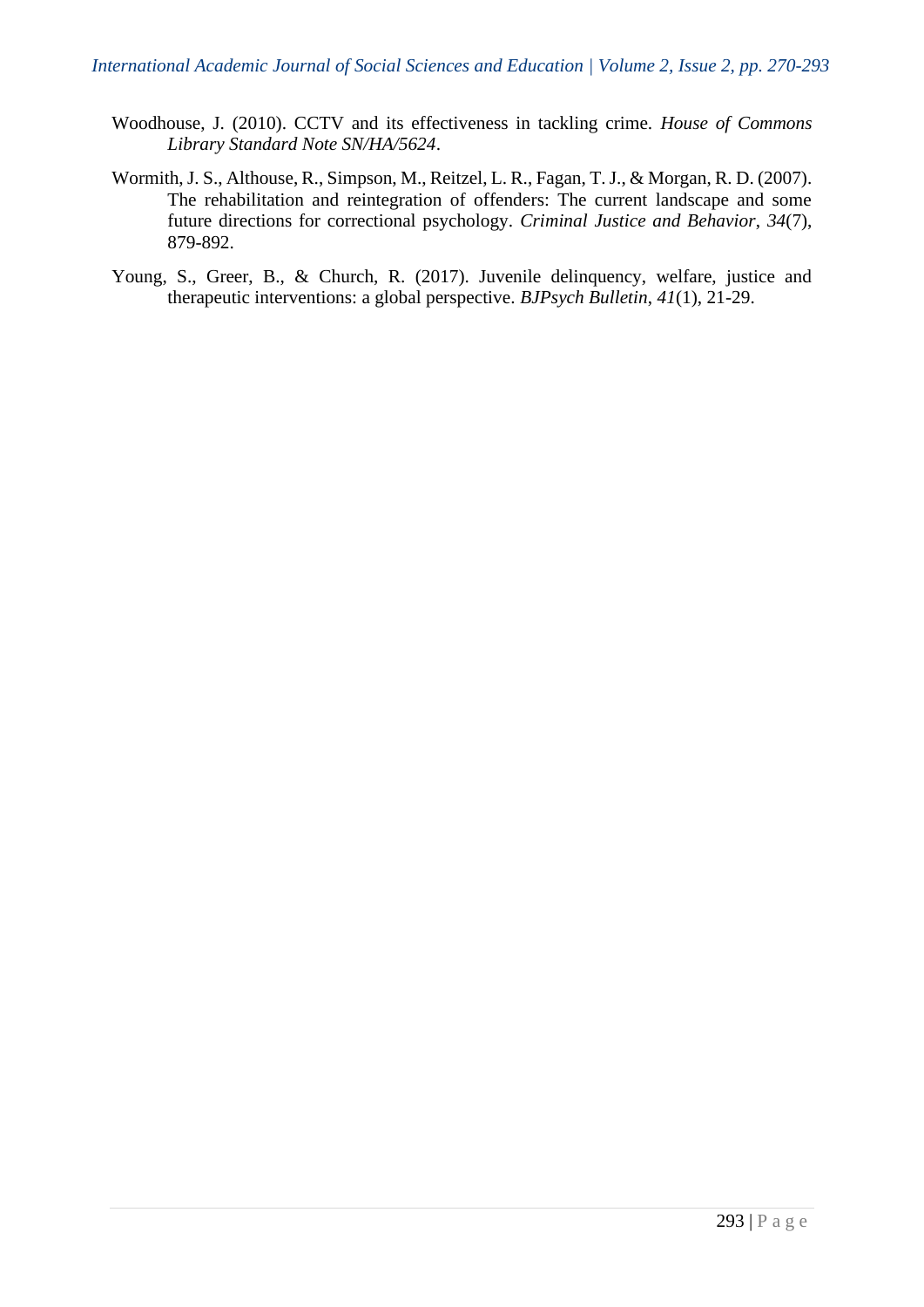Woodhouse, J. (2010). CCTV and its effectiveness in tackling crime. *House of Commons Library Standard Note SN/HA/5624*.

Wormith, J. S., Althouse, R., Simpson, M., Reitzel, L. R., Fagan, T. J., & Morgan, R. D. (2007). The rehabilitation and reintegration of offenders: The current landscape and some future directions for correctional psychology. *Criminal Justice and Behavior*, *34*(7), 879-892.

Young, S., Greer, B., & Church, R. (2017). Juvenile delinquency, welfare, justice and therapeutic interventions: a global perspective. *BJPsych Bulletin*, *41*(1), 21-29.